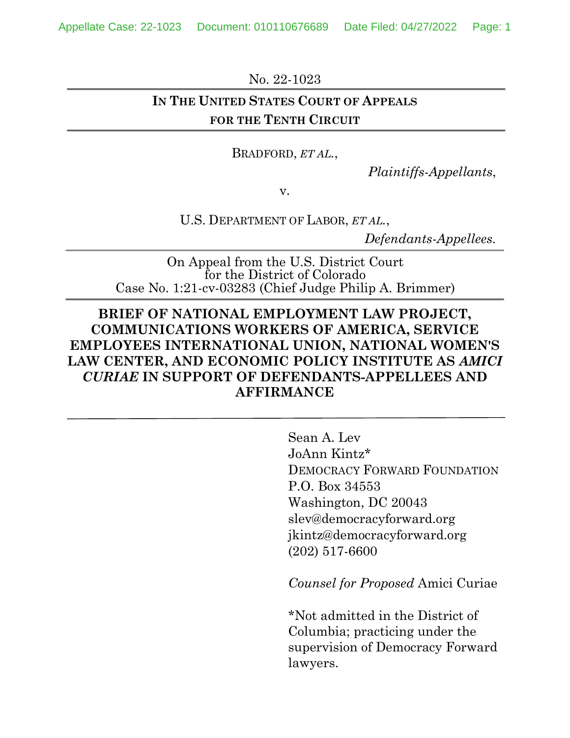No. 22-1023

**IN THE UNITED STATES COURT OF APPEALS**
**FOR THE TENTH CIRCUIT**

BRADFORD, *ET AL.*,

*Plaintiffs-Appellants*,

v.

U.S. DEPARTMENT OF LABOR, *ET AL.*,

*Defendants-Appellees.*

On Appeal from the U.S. District Court
for the District of Colorado
Case No. 1:21-cv-03283 (Chief Judge Philip A. Brimmer)

**BRIEF OF NATIONAL EMPLOYMENT LAW PROJECT, COMMUNICATIONS WORKERS OF AMERICA, SERVICE EMPLOYEES INTERNATIONAL UNION, NATIONAL WOMEN'S LAW CENTER, AND ECONOMIC POLICY INSTITUTE AS *AMICI CURIAE* IN SUPPORT OF DEFENDANTS-APPELLEES AND AFFIRMANCE**

Sean A. Lev
JoAnn Kintz*
DEMOCRACY FORWARD FOUNDATION
P.O. Box 34553
Washington, DC 20043
slev@democracyforward.org
jkintz@democracyforward.org
(202) 517-6600

*Counsel for Proposed* Amici Curiae

*Not admitted in the District of Columbia; practicing under the supervision of Democracy Forward lawyers.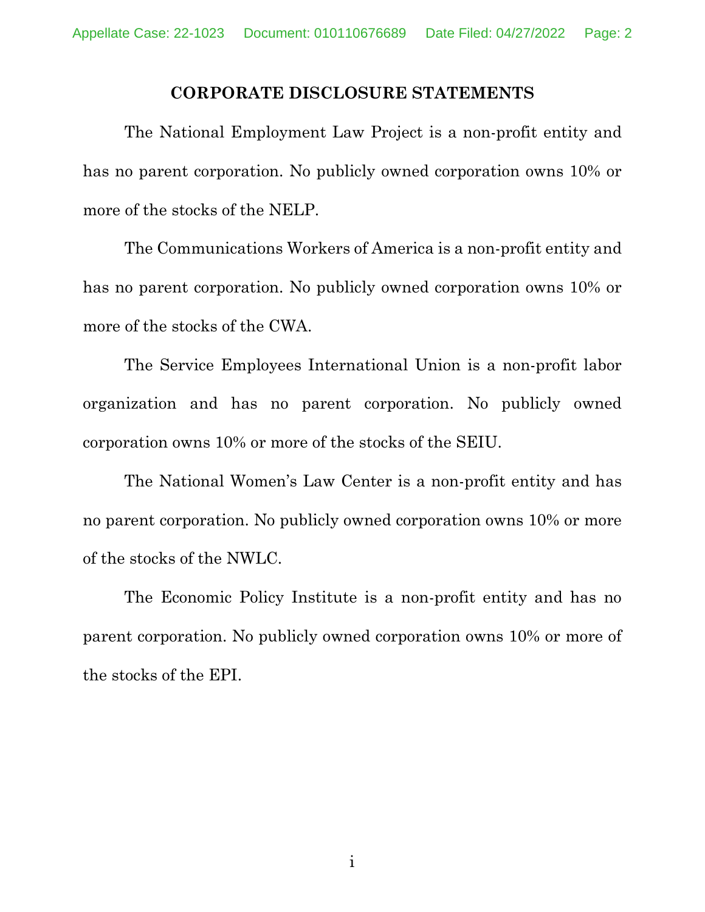## CORPORATE DISCLOSURE STATEMENTS

The National Employment Law Project is a non-profit entity and has no parent corporation. No publicly owned corporation owns 10% or more of the stocks of the NELP.

The Communications Workers of America is a non-profit entity and has no parent corporation. No publicly owned corporation owns 10% or more of the stocks of the CWA.

The Service Employees International Union is a non-profit labor organization and has no parent corporation. No publicly owned corporation owns 10% or more of the stocks of the SEIU.

The National Women's Law Center is a non-profit entity and has no parent corporation. No publicly owned corporation owns 10% or more of the stocks of the NWLC.

The Economic Policy Institute is a non-profit entity and has no parent corporation. No publicly owned corporation owns 10% or more of the stocks of the EPI.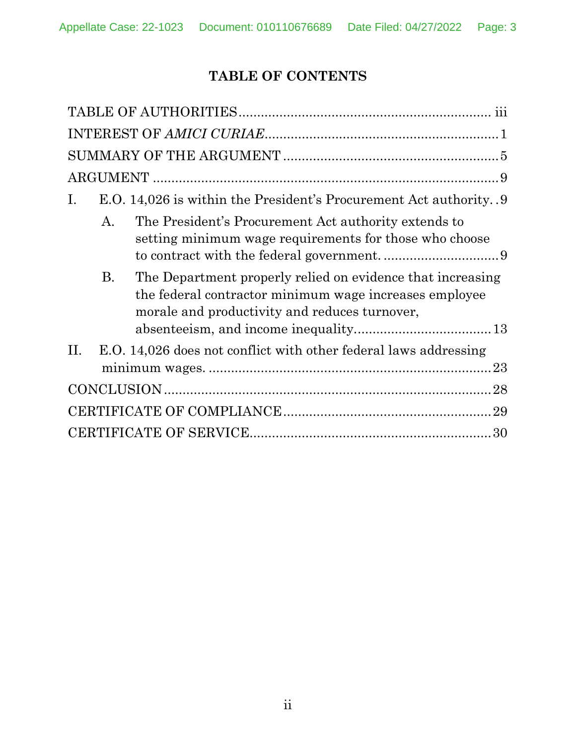# TABLE OF CONTENTS

TABLE OF AUTHORITIES .................................................................... iii

INTEREST OF *AMICI CURIAE*............................................................... 1

SUMMARY OF THE ARGUMENT ......................................................... 5

ARGUMENT ........................................................................................... 9

I. E.O. 14,026 is within the President's Procurement Act authority. . 9

   A. The President's Procurement Act authority extends to setting minimum wage requirements for those who choose to contract with the federal government. ............................... 9

   B. The Department properly relied on evidence that increasing the federal contractor minimum wage increases employee morale and productivity and reduces turnover, absenteeism, and income inequality..................................... 13

II. E.O. 14,026 does not conflict with other federal laws addressing minimum wages. ........................................................................... 23

CONCLUSION ........................................................................................ 28

CERTIFICATE OF COMPLIANCE ........................................................ 29

CERTIFICATE OF SERVICE ................................................................. 30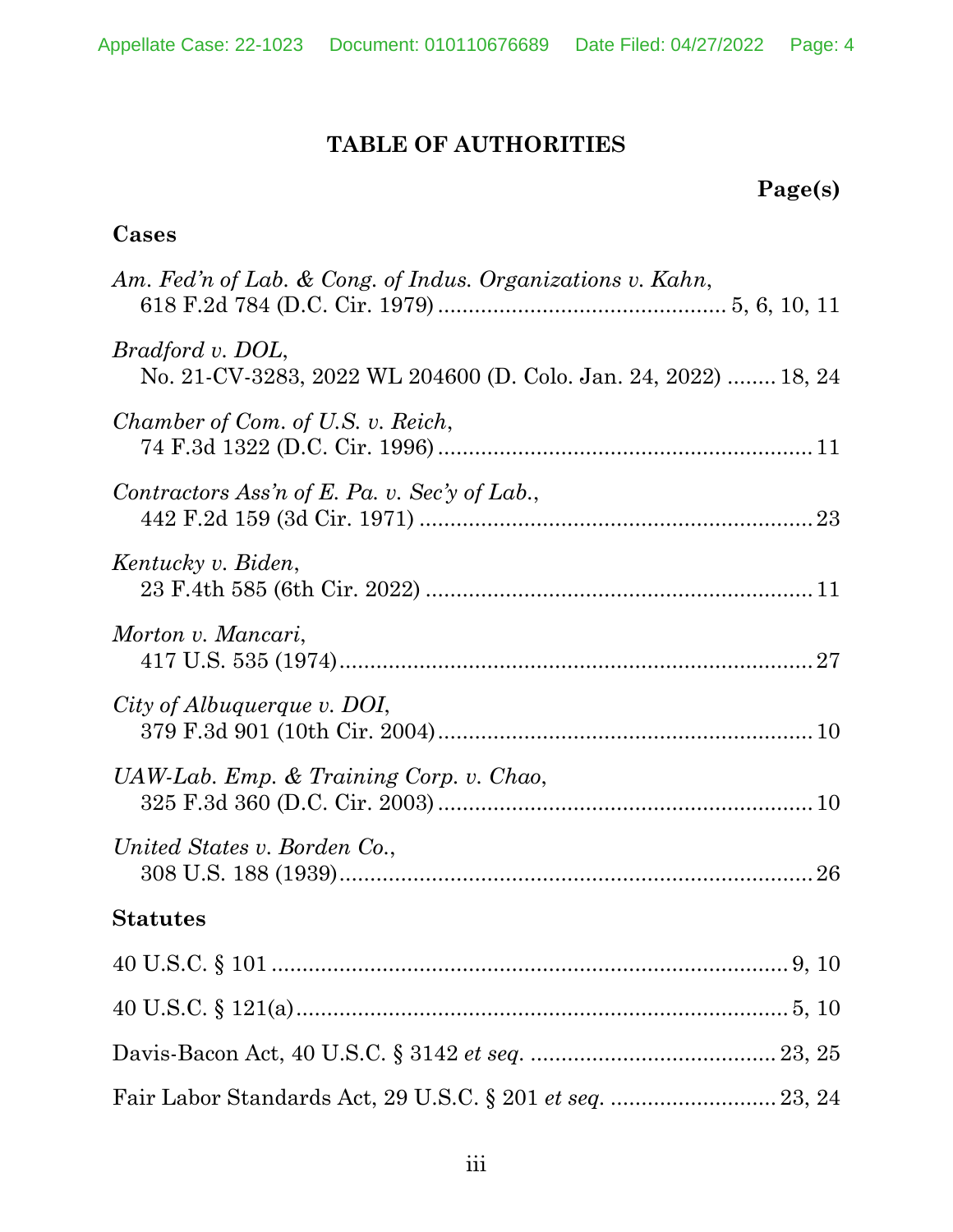# TABLE OF AUTHORITIES

**Page(s)**

## Cases

*Am. Fed'n of Lab. & Cong. of Indus. Organizations v. Kahn*,
618 F.2d 784 (D.C. Cir. 1979) ............................................. 5, 6, 10, 11

*Bradford v. DOL*,
No. 21-CV-3283, 2022 WL 204600 (D. Colo. Jan. 24, 2022) ........ 18, 24

*Chamber of Com. of U.S. v. Reich*,
74 F.3d 1322 (D.C. Cir. 1996) ............................................................ 11

*Contractors Ass'n of E. Pa. v. Sec'y of Lab.*,
442 F.2d 159 (3d Cir. 1971) ............................................................... 23

*Kentucky v. Biden*,
23 F.4th 585 (6th Cir. 2022) ............................................................... 11

*Morton v. Mancari*,
417 U.S. 535 (1974) ............................................................................. 27

*City of Albuquerque v. DOI*,
379 F.3d 901 (10th Cir. 2004) ............................................................ 10

*UAW-Lab. Emp. & Training Corp. v. Chao*,
325 F.3d 360 (D.C. Cir. 2003) ............................................................ 10

*United States v. Borden Co.*,
308 U.S. 188 (1939) ............................................................................. 26

## Statutes

40 U.S.C. § 101 .................................................................................... 9, 10

40 U.S.C. § 121(a) ................................................................................ 5, 10

Davis-Bacon Act, 40 U.S.C. § 3142 *et seq.* ....................................... 23, 25

Fair Labor Standards Act, 29 U.S.C. § 201 *et seq.* .......................... 23, 24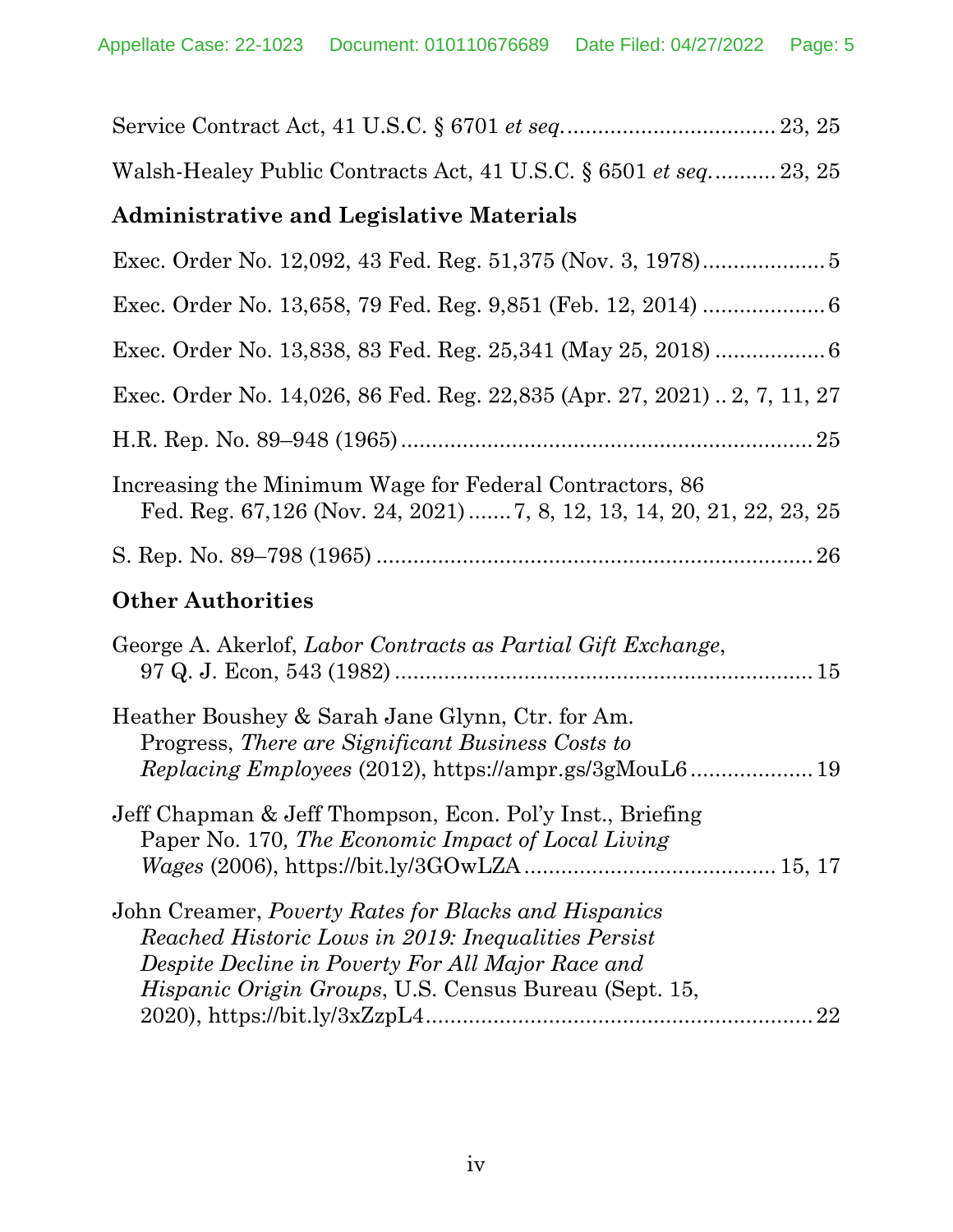Service Contract Act, 41 U.S.C. § 6701 *et seq.* .................................. 23, 25

Walsh-Healey Public Contracts Act, 41 U.S.C. § 6501 *et seq.* ........... 23, 25

**Administrative and Legislative Materials**

Exec. Order No. 12,092, 43 Fed. Reg. 51,375 (Nov. 3, 1978) .................... 5

Exec. Order No. 13,658, 79 Fed. Reg. 9,851 (Feb. 12, 2014) .................... 6

Exec. Order No. 13,838, 83 Fed. Reg. 25,341 (May 25, 2018) .................. 6

Exec. Order No. 14,026, 86 Fed. Reg. 22,835 (Apr. 27, 2021) .. 2, 7, 11, 27

H.R. Rep. No. 89–948 (1965) .................................................................. 25

Increasing the Minimum Wage for Federal Contractors, 86 Fed. Reg. 67,126 (Nov. 24, 2021) ....... 7, 8, 12, 13, 14, 20, 21, 22, 23, 25

S. Rep. No. 89–798 (1965) ....................................................................... 26

**Other Authorities**

George A. Akerlof, *Labor Contracts as Partial Gift Exchange*, 97 Q. J. Econ, 543 (1982) ..................................................................... 15

Heather Boushey & Sarah Jane Glynn, Ctr. for Am. Progress, *There are Significant Business Costs to Replacing Employees* (2012), https://ampr.gs/3gMouL6 .................... 19

Jeff Chapman & Jeff Thompson, Econ. Pol'y Inst., Briefing Paper No. 170*, The Economic Impact of Local Living Wages* (2006), https://bit.ly/3GOwLZA ........................................ 15, 17

John Creamer, *Poverty Rates for Blacks and Hispanics Reached Historic Lows in 2019: Inequalities Persist Despite Decline in Poverty For All Major Race and Hispanic Origin Groups*, U.S. Census Bureau (Sept. 15, 2020), https://bit.ly/3xZzpL4 ................................................................ 22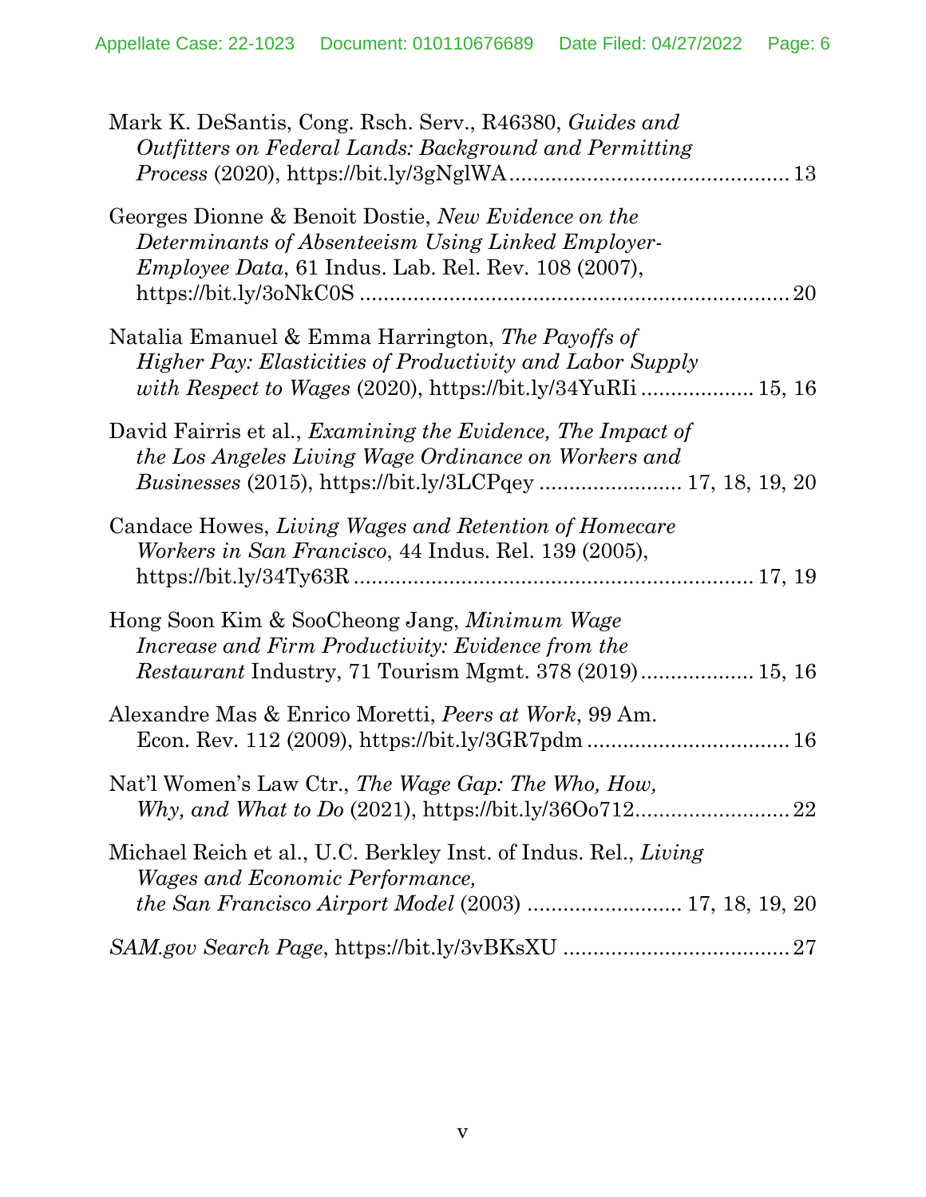Mark K. DeSantis, Cong. Rsch. Serv., R46380, *Guides and Outfitters on Federal Lands: Background and Permitting Process* (2020), https://bit.ly/3gNglWA ............................................... 13

Georges Dionne & Benoit Dostie, *New Evidence on the Determinants of Absenteeism Using Linked Employer-Employee Data*, 61 Indus. Lab. Rel. Rev. 108 (2007), https://bit.ly/3oNkC0S ....................................................................... 20

Natalia Emanuel & Emma Harrington, *The Payoffs of Higher Pay: Elasticities of Productivity and Labor Supply with Respect to Wages* (2020), https://bit.ly/34YuRIi ................... 15, 16

David Fairris et al., *Examining the Evidence, The Impact of the Los Angeles Living Wage Ordinance on Workers and Businesses* (2015), https://bit.ly/3LCPqey ........................ 17, 18, 19, 20

Candace Howes, *Living Wages and Retention of Homecare Workers in San Francisco*, 44 Indus. Rel. 139 (2005), https://bit.ly/34Ty63R ................................................................... 17, 19

Hong Soon Kim & SooCheong Jang, *Minimum Wage Increase and Firm Productivity: Evidence from the Restaurant* Industry, 71 Tourism Mgmt. 378 (2019) .................. 15, 16

Alexandre Mas & Enrico Moretti, *Peers at Work*, 99 Am. Econ. Rev. 112 (2009), https://bit.ly/3GR7pdm ................................. 16

Nat'l Women's Law Ctr., *The Wage Gap: The Who, How, Why, and What to Do* (2021), https://bit.ly/36Oo712.......................... 22

Michael Reich et al., U.C. Berkley Inst. of Indus. Rel., *Living Wages and Economic Performance, the San Francisco Airport Model* (2003) .......................... 17, 18, 19, 20

*SAM.gov Search Page*, https://bit.ly/3vBKsXU ...................................... 27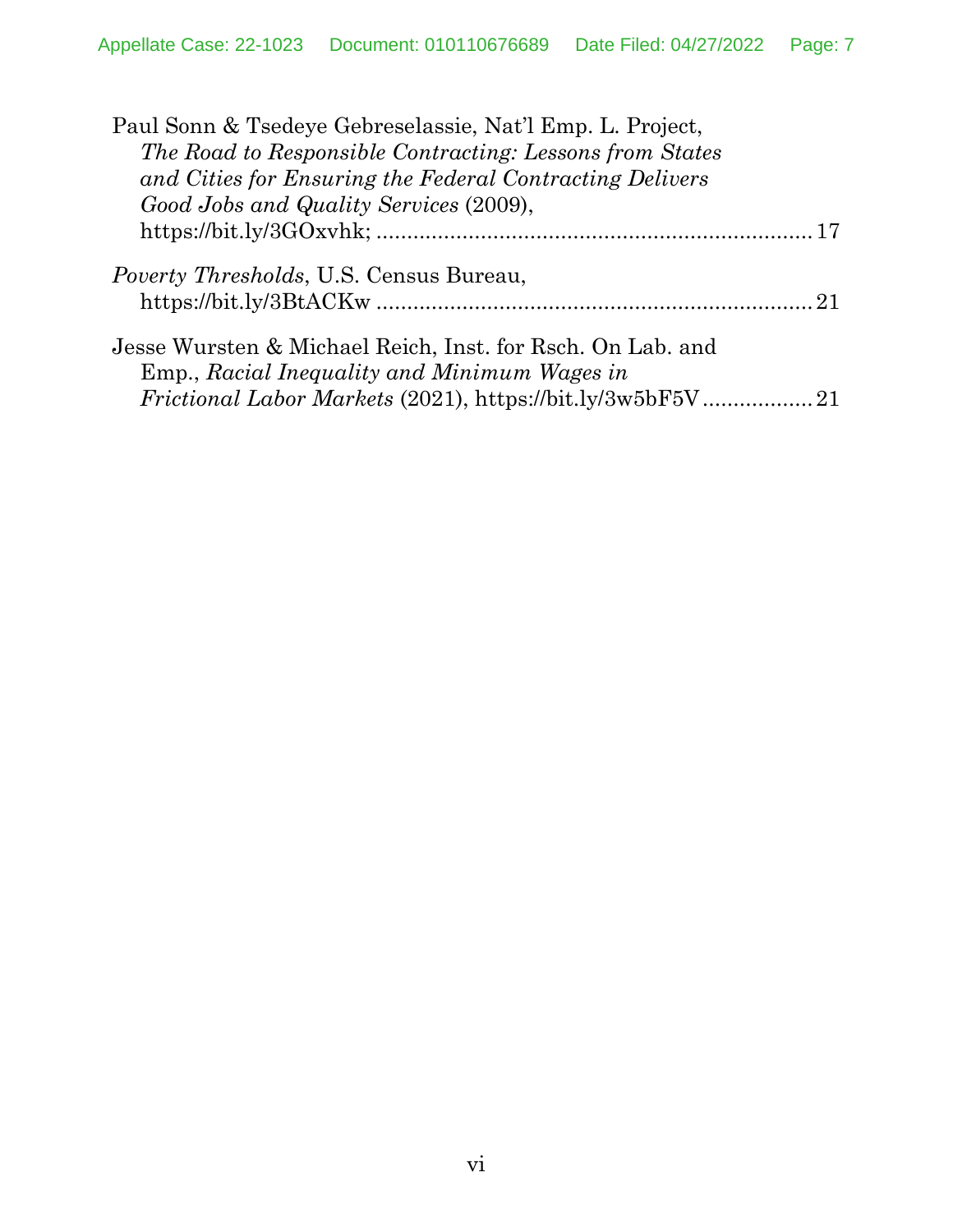Paul Sonn & Tsedeye Gebreselassie, Nat'l Emp. L. Project, *The Road to Responsible Contracting: Lessons from States and Cities for Ensuring the Federal Contracting Delivers Good Jobs and Quality Services* (2009), https://bit.ly/3GOxvhk; ........................................ 17

*Poverty Thresholds*, U.S. Census Bureau, https://bit.ly/3BtACKw ........................................ 21

Jesse Wursten & Michael Reich, Inst. for Rsch. On Lab. and Emp., *Racial Inequality and Minimum Wages in Frictional Labor Markets* (2021), https://bit.ly/3w5bF5V .................. 21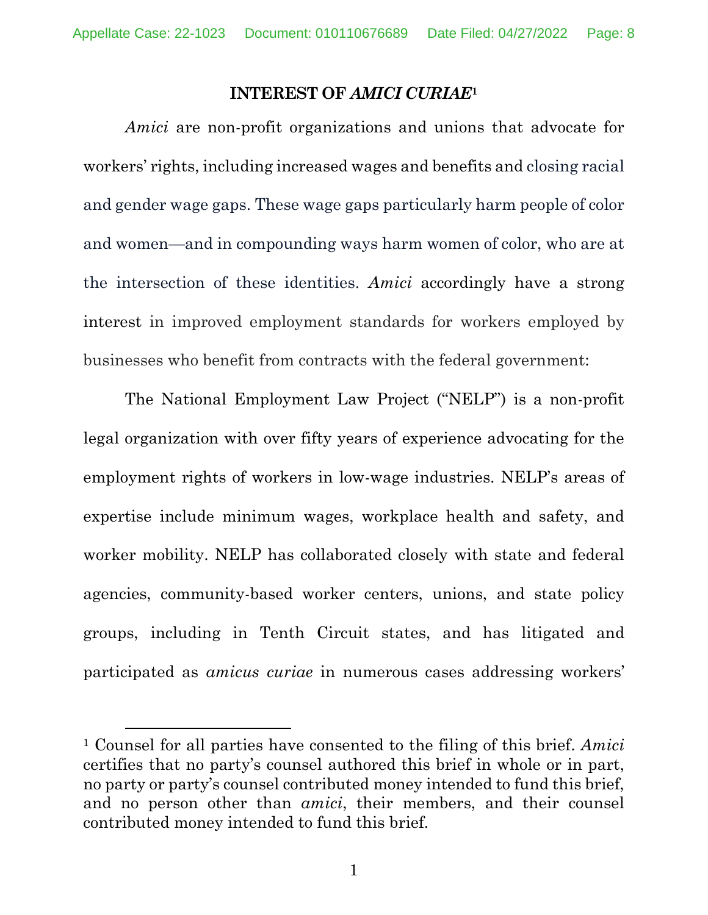## INTEREST OF *AMICI CURIAE*[1]

*Amici* are non-profit organizations and unions that advocate for workers' rights, including increased wages and benefits and closing racial and gender wage gaps. These wage gaps particularly harm people of color and women—and in compounding ways harm women of color, who are at the intersection of these identities. *Amici* accordingly have a strong interest in improved employment standards for workers employed by businesses who benefit from contracts with the federal government:

The National Employment Law Project ("NELP") is a non-profit legal organization with over fifty years of experience advocating for the employment rights of workers in low-wage industries. NELP's areas of expertise include minimum wages, workplace health and safety, and worker mobility. NELP has collaborated closely with state and federal agencies, community-based worker centers, unions, and state policy groups, including in Tenth Circuit states, and has litigated and participated as *amicus curiae* in numerous cases addressing workers'

[1] Counsel for all parties have consented to the filing of this brief. *Amici* certifies that no party's counsel authored this brief in whole or in part, no party or party's counsel contributed money intended to fund this brief, and no person other than *amici*, their members, and their counsel contributed money intended to fund this brief.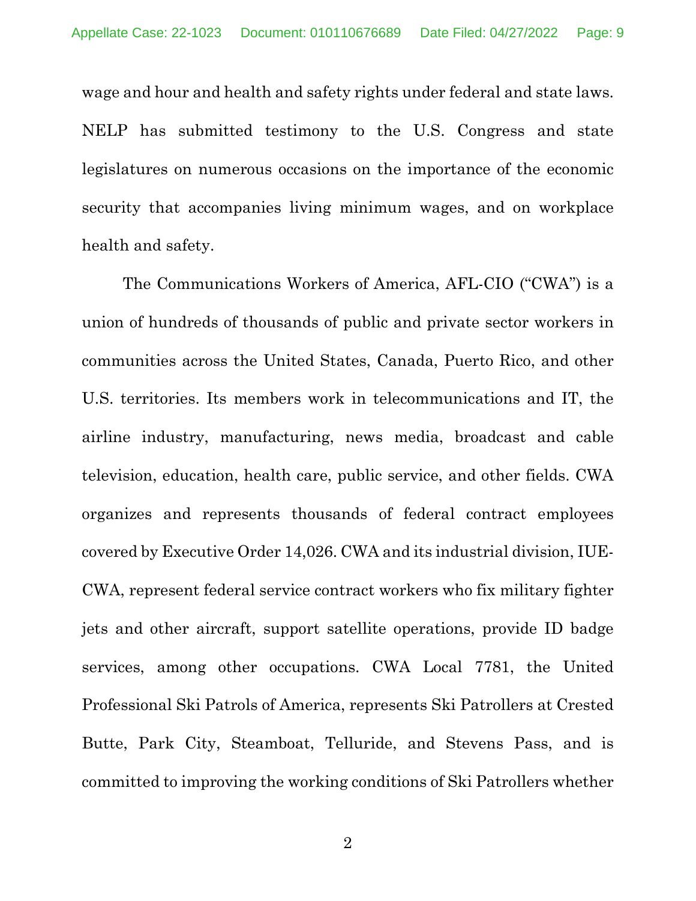wage and hour and health and safety rights under federal and state laws. NELP has submitted testimony to the U.S. Congress and state legislatures on numerous occasions on the importance of the economic security that accompanies living minimum wages, and on workplace health and safety.

The Communications Workers of America, AFL-CIO ("CWA") is a union of hundreds of thousands of public and private sector workers in communities across the United States, Canada, Puerto Rico, and other U.S. territories. Its members work in telecommunications and IT, the airline industry, manufacturing, news media, broadcast and cable television, education, health care, public service, and other fields. CWA organizes and represents thousands of federal contract employees covered by Executive Order 14,026. CWA and its industrial division, IUE-CWA, represent federal service contract workers who fix military fighter jets and other aircraft, support satellite operations, provide ID badge services, among other occupations. CWA Local 7781, the United Professional Ski Patrols of America, represents Ski Patrollers at Crested Butte, Park City, Steamboat, Telluride, and Stevens Pass, and is committed to improving the working conditions of Ski Patrollers whether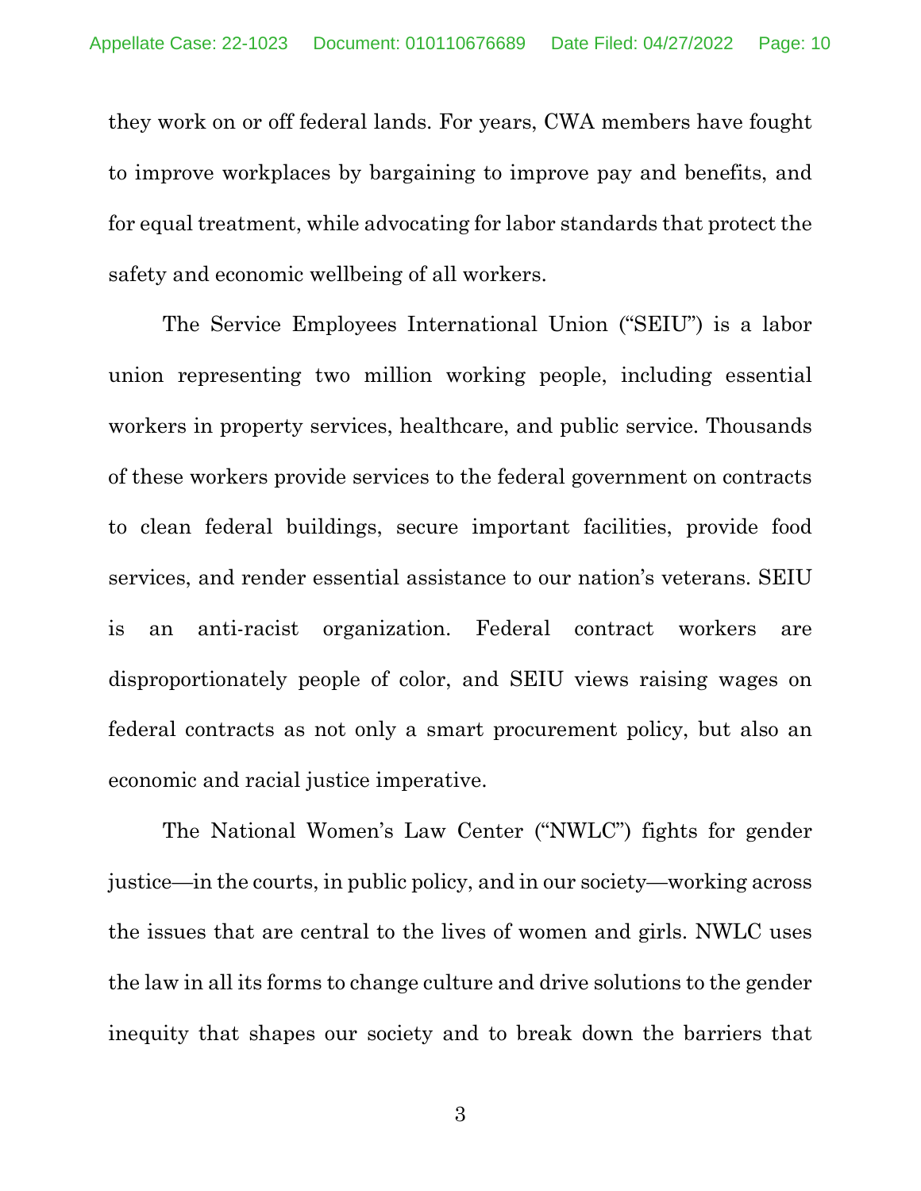they work on or off federal lands. For years, CWA members have fought to improve workplaces by bargaining to improve pay and benefits, and for equal treatment, while advocating for labor standards that protect the safety and economic wellbeing of all workers.

The Service Employees International Union ("SEIU") is a labor union representing two million working people, including essential workers in property services, healthcare, and public service. Thousands of these workers provide services to the federal government on contracts to clean federal buildings, secure important facilities, provide food services, and render essential assistance to our nation's veterans. SEIU is an anti-racist organization. Federal contract workers are disproportionately people of color, and SEIU views raising wages on federal contracts as not only a smart procurement policy, but also an economic and racial justice imperative.

The National Women's Law Center ("NWLC") fights for gender justice—in the courts, in public policy, and in our society—working across the issues that are central to the lives of women and girls. NWLC uses the law in all its forms to change culture and drive solutions to the gender inequity that shapes our society and to break down the barriers that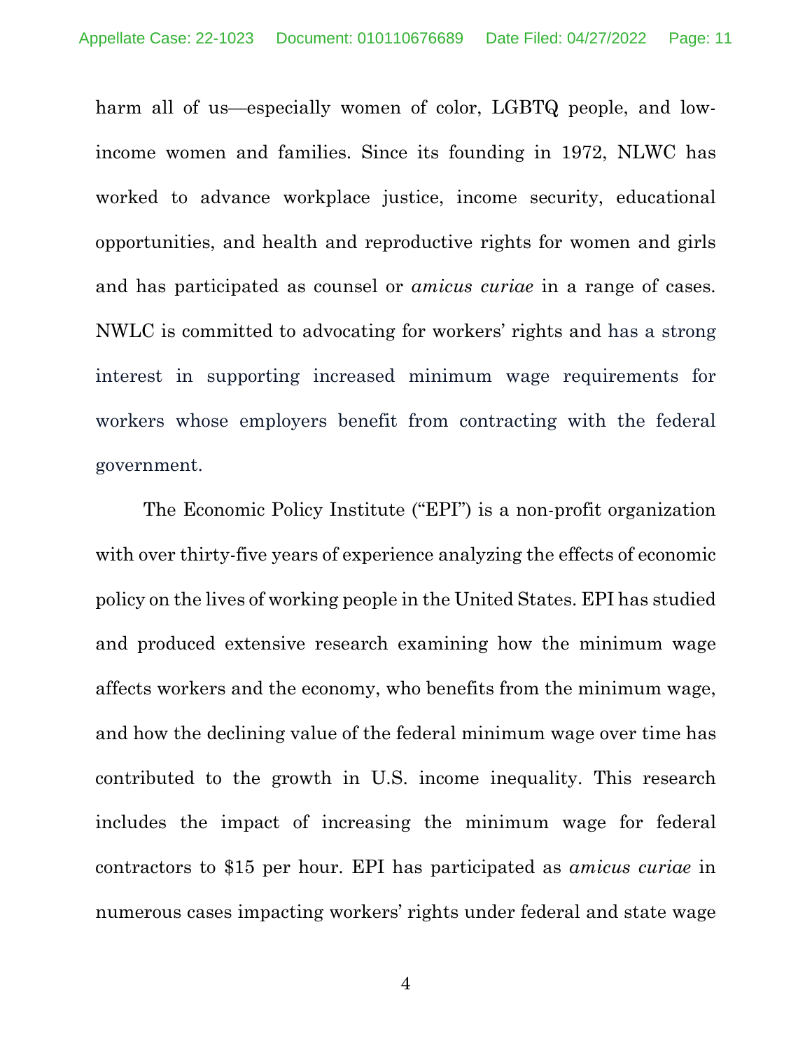harm all of us—especially women of color, LGBTQ people, and low-income women and families. Since its founding in 1972, NLWC has worked to advance workplace justice, income security, educational opportunities, and health and reproductive rights for women and girls and has participated as counsel or *amicus curiae* in a range of cases. NWLC is committed to advocating for workers' rights and has a strong interest in supporting increased minimum wage requirements for workers whose employers benefit from contracting with the federal government.

The Economic Policy Institute ("EPI") is a non-profit organization with over thirty-five years of experience analyzing the effects of economic policy on the lives of working people in the United States. EPI has studied and produced extensive research examining how the minimum wage affects workers and the economy, who benefits from the minimum wage, and how the declining value of the federal minimum wage over time has contributed to the growth in U.S. income inequality. This research includes the impact of increasing the minimum wage for federal contractors to $15 per hour. EPI has participated as *amicus curiae* in numerous cases impacting workers' rights under federal and state wage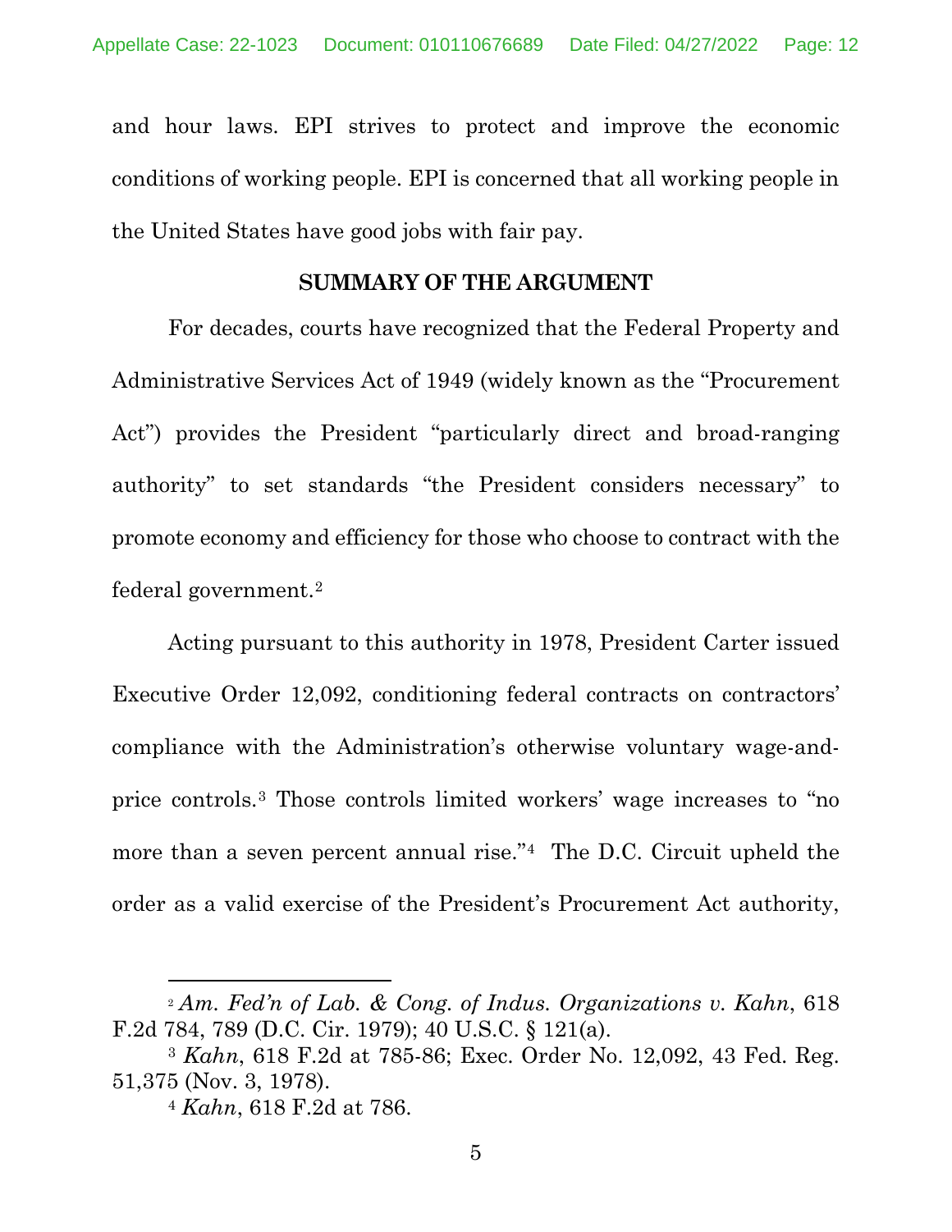and hour laws. EPI strives to protect and improve the economic conditions of working people. EPI is concerned that all working people in the United States have good jobs with fair pay.

## SUMMARY OF THE ARGUMENT

For decades, courts have recognized that the Federal Property and Administrative Services Act of 1949 (widely known as the "Procurement Act") provides the President "particularly direct and broad-ranging authority" to set standards "the President considers necessary" to promote economy and efficiency for those who choose to contract with the federal government.[2]

Acting pursuant to this authority in 1978, President Carter issued Executive Order 12,092, conditioning federal contracts on contractors' compliance with the Administration's otherwise voluntary wage-and-price controls.[3] Those controls limited workers' wage increases to "no more than a seven percent annual rise."[4] The D.C. Circuit upheld the order as a valid exercise of the President's Procurement Act authority,

---

[2] *Am. Fed'n of Lab. & Cong. of Indus. Organizations v. Kahn*, 618 F.2d 784, 789 (D.C. Cir. 1979); 40 U.S.C. § 121(a).

[3] *Kahn*, 618 F.2d at 785-86; Exec. Order No. 12,092, 43 Fed. Reg. 51,375 (Nov. 3, 1978).

[4] *Kahn*, 618 F.2d at 786.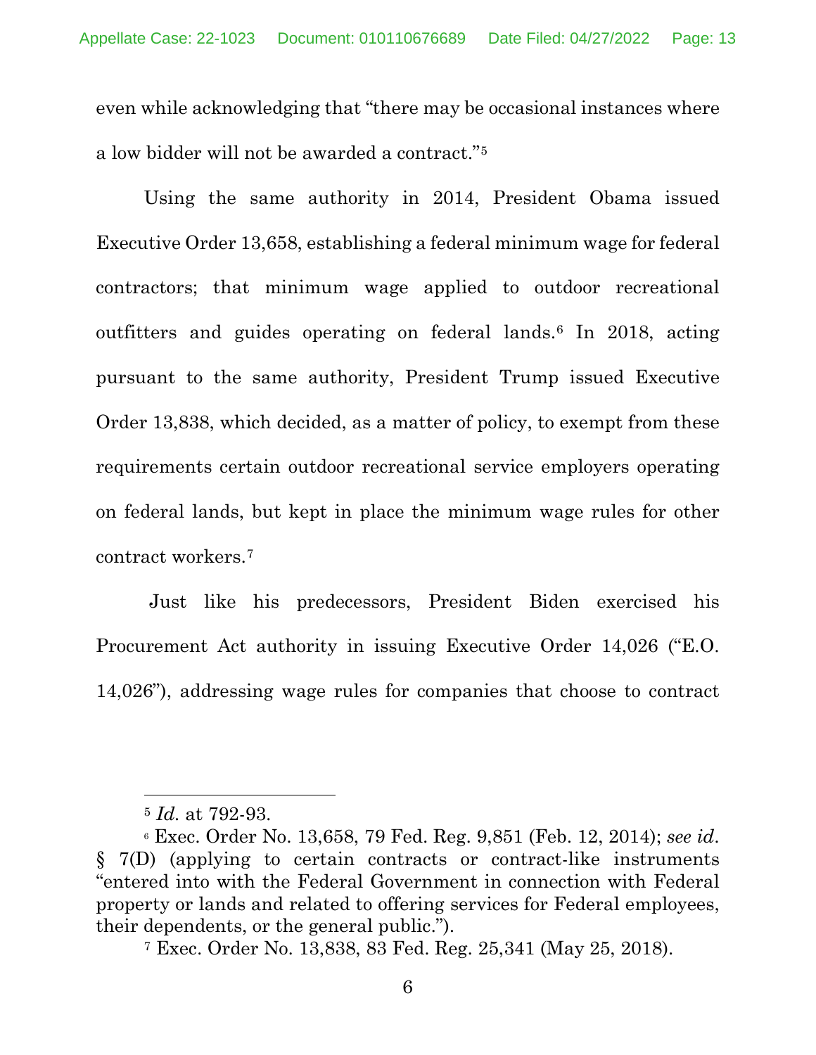even while acknowledging that "there may be occasional instances where a low bidder will not be awarded a contract."[5]

Using the same authority in 2014, President Obama issued Executive Order 13,658, establishing a federal minimum wage for federal contractors; that minimum wage applied to outdoor recreational outfitters and guides operating on federal lands.[6] In 2018, acting pursuant to the same authority, President Trump issued Executive Order 13,838, which decided, as a matter of policy, to exempt from these requirements certain outdoor recreational service employers operating on federal lands, but kept in place the minimum wage rules for other contract workers.[7]

Just like his predecessors, President Biden exercised his Procurement Act authority in issuing Executive Order 14,026 ("E.O. 14,026"), addressing wage rules for companies that choose to contract

---

[5] *Id.* at 792-93.

[6] Exec. Order No. 13,658, 79 Fed. Reg. 9,851 (Feb. 12, 2014); *see id.* § 7(D) (applying to certain contracts or contract-like instruments "entered into with the Federal Government in connection with Federal property or lands and related to offering services for Federal employees, their dependents, or the general public.").

[7] Exec. Order No. 13,838, 83 Fed. Reg. 25,341 (May 25, 2018).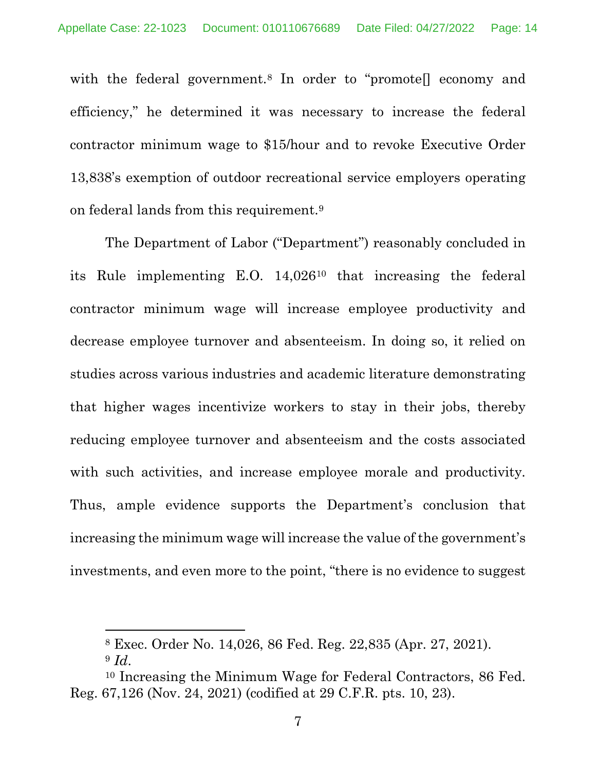with the federal government.[8] In order to "promote[] economy and efficiency," he determined it was necessary to increase the federal contractor minimum wage to $15/hour and to revoke Executive Order 13,838's exemption of outdoor recreational service employers operating on federal lands from this requirement.[9]

The Department of Labor ("Department") reasonably concluded in its Rule implementing E.O. 14,026[10] that increasing the federal contractor minimum wage will increase employee productivity and decrease employee turnover and absenteeism. In doing so, it relied on studies across various industries and academic literature demonstrating that higher wages incentivize workers to stay in their jobs, thereby reducing employee turnover and absenteeism and the costs associated with such activities, and increase employee morale and productivity. Thus, ample evidence supports the Department's conclusion that increasing the minimum wage will increase the value of the government's investments, and even more to the point, "there is no evidence to suggest

---

[8] Exec. Order No. 14,026, 86 Fed. Reg. 22,835 (Apr. 27, 2021).

[9] *Id.*

[10] Increasing the Minimum Wage for Federal Contractors, 86 Fed. Reg. 67,126 (Nov. 24, 2021) (codified at 29 C.F.R. pts. 10, 23).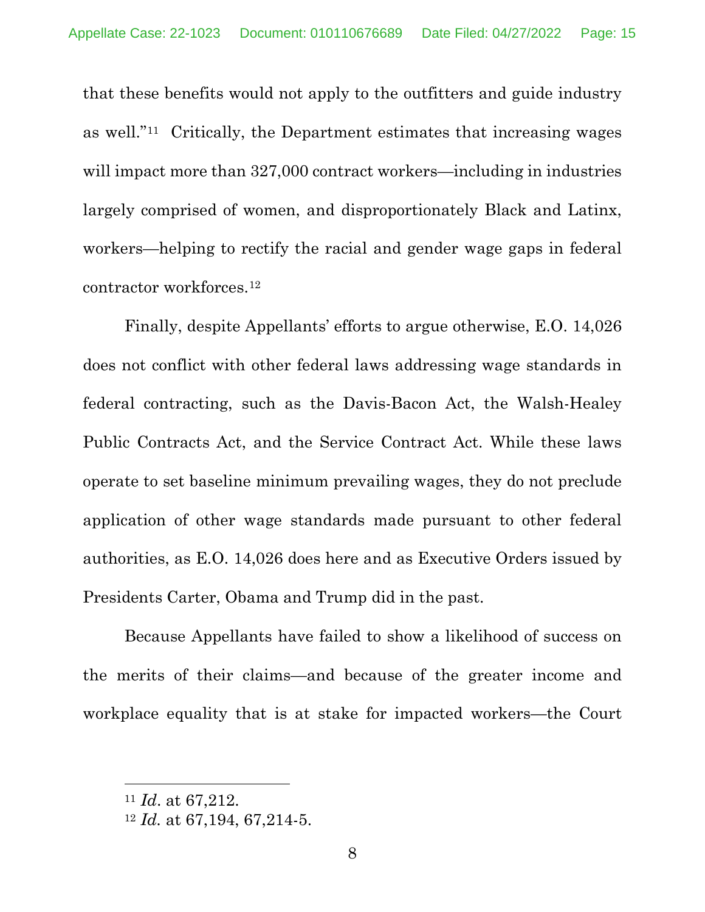that these benefits would not apply to the outfitters and guide industry as well."[11] Critically, the Department estimates that increasing wages will impact more than 327,000 contract workers—including in industries largely comprised of women, and disproportionately Black and Latinx, workers—helping to rectify the racial and gender wage gaps in federal contractor workforces.[12]

Finally, despite Appellants' efforts to argue otherwise, E.O. 14,026 does not conflict with other federal laws addressing wage standards in federal contracting, such as the Davis-Bacon Act, the Walsh-Healey Public Contracts Act, and the Service Contract Act. While these laws operate to set baseline minimum prevailing wages, they do not preclude application of other wage standards made pursuant to other federal authorities, as E.O. 14,026 does here and as Executive Orders issued by Presidents Carter, Obama and Trump did in the past.

Because Appellants have failed to show a likelihood of success on the merits of their claims—and because of the greater income and workplace equality that is at stake for impacted workers—the Court

---

[11] *Id*. at 67,212.

[12] *Id.* at 67,194, 67,214-5.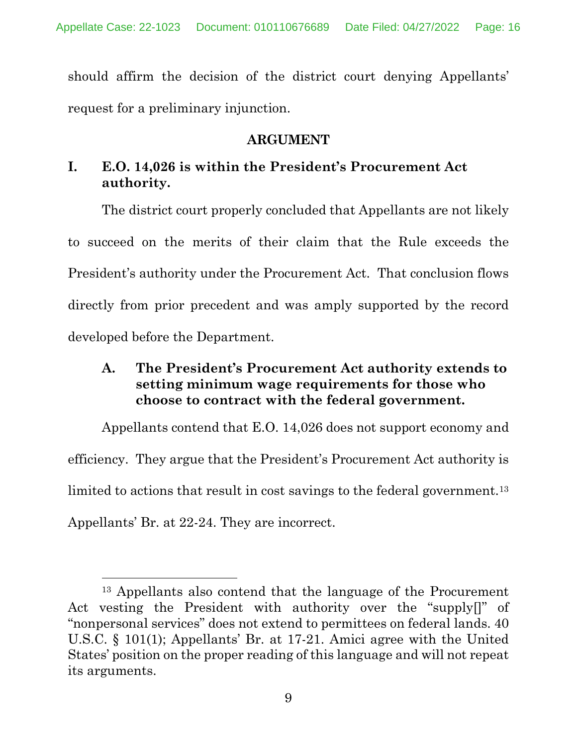should affirm the decision of the district court denying Appellants' request for a preliminary injunction.

## ARGUMENT

### I. E.O. 14,026 is within the President's Procurement Act authority.

The district court properly concluded that Appellants are not likely to succeed on the merits of their claim that the Rule exceeds the President's authority under the Procurement Act. That conclusion flows directly from prior precedent and was amply supported by the record developed before the Department.

#### A. The President's Procurement Act authority extends to setting minimum wage requirements for those who choose to contract with the federal government.

Appellants contend that E.O. 14,026 does not support economy and efficiency. They argue that the President's Procurement Act authority is limited to actions that result in cost savings to the federal government.[13] Appellants' Br. at 22-24. They are incorrect.

[13] Appellants also contend that the language of the Procurement Act vesting the President with authority over the "supply[]" of "nonpersonal services" does not extend to permittees on federal lands. 40 U.S.C. § 101(1); Appellants' Br. at 17-21. Amici agree with the United States' position on the proper reading of this language and will not repeat its arguments.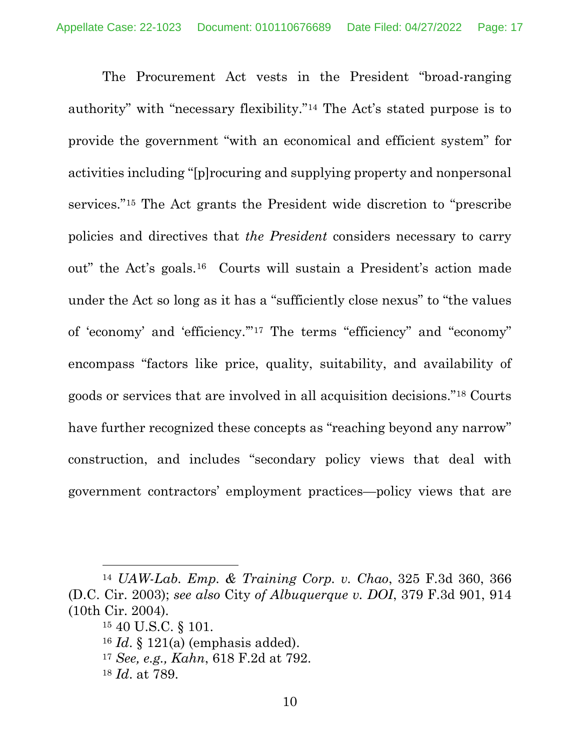The Procurement Act vests in the President "broad-ranging authority" with "necessary flexibility."[14] The Act's stated purpose is to provide the government "with an economical and efficient system" for activities including "[p]rocuring and supplying property and nonpersonal services."[15] The Act grants the President wide discretion to "prescribe policies and directives that *the President* considers necessary to carry out" the Act's goals.[16] Courts will sustain a President's action made under the Act so long as it has a "sufficiently close nexus" to "the values of 'economy' and 'efficiency.'"[17] The terms "efficiency" and "economy" encompass "factors like price, quality, suitability, and availability of goods or services that are involved in all acquisition decisions."[18] Courts have further recognized these concepts as "reaching beyond any narrow" construction, and includes "secondary policy views that deal with government contractors' employment practices—policy views that are

---

[14] *UAW-Lab. Emp. & Training Corp. v. Chao*, 325 F.3d 360, 366 (D.C. Cir. 2003); *see also* City *of Albuquerque v. DOI*, 379 F.3d 901, 914 (10th Cir. 2004).

[15] 40 U.S.C. § 101.

[16] *Id*. § 121(a) (emphasis added).

[17] *See, e.g., Kahn*, 618 F.2d at 792.

[18] *Id*. at 789.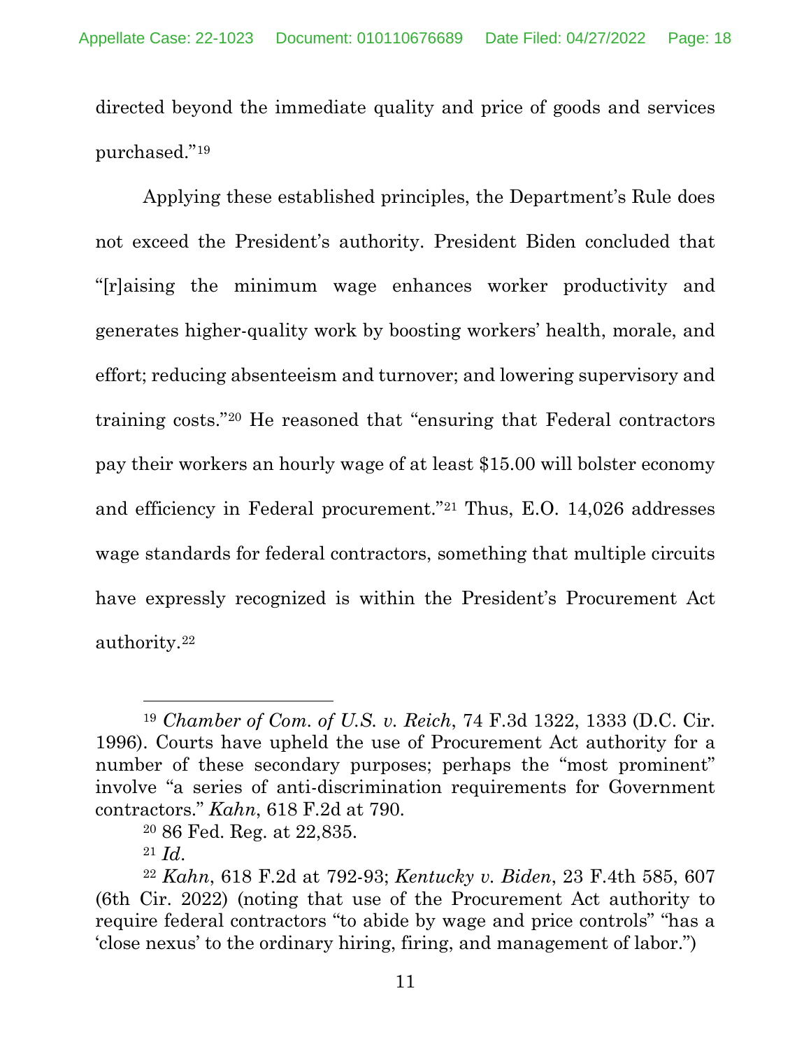directed beyond the immediate quality and price of goods and services purchased."[19]

Applying these established principles, the Department's Rule does not exceed the President's authority. President Biden concluded that "[r]aising the minimum wage enhances worker productivity and generates higher-quality work by boosting workers' health, morale, and effort; reducing absenteeism and turnover; and lowering supervisory and training costs."[20] He reasoned that "ensuring that Federal contractors pay their workers an hourly wage of at least $15.00 will bolster economy and efficiency in Federal procurement."[21] Thus, E.O. 14,026 addresses wage standards for federal contractors, something that multiple circuits have expressly recognized is within the President's Procurement Act authority.[22]

---

[19] *Chamber of Com. of U.S. v. Reich*, 74 F.3d 1322, 1333 (D.C. Cir. 1996). Courts have upheld the use of Procurement Act authority for a number of these secondary purposes; perhaps the "most prominent" involve "a series of anti-discrimination requirements for Government contractors." *Kahn*, 618 F.2d at 790.

[20] 86 Fed. Reg. at 22,835.

[21] *Id.*

[22] *Kahn*, 618 F.2d at 792-93; *Kentucky v. Biden*, 23 F.4th 585, 607 (6th Cir. 2022) (noting that use of the Procurement Act authority to require federal contractors "to abide by wage and price controls" "has a 'close nexus' to the ordinary hiring, firing, and management of labor.")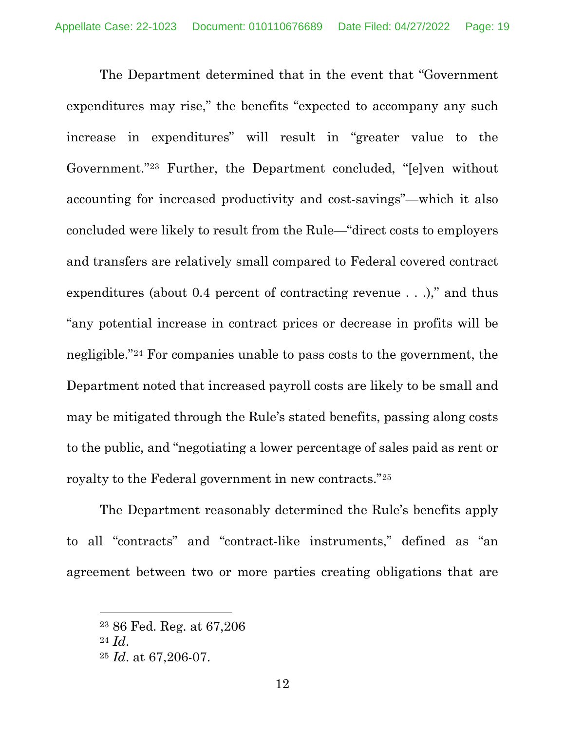The Department determined that in the event that "Government expenditures may rise," the benefits "expected to accompany any such increase in expenditures" will result in "greater value to the Government."[23] Further, the Department concluded, "[e]ven without accounting for increased productivity and cost-savings"—which it also concluded were likely to result from the Rule—"direct costs to employers and transfers are relatively small compared to Federal covered contract expenditures (about 0.4 percent of contracting revenue . . .)," and thus "any potential increase in contract prices or decrease in profits will be negligible."[24] For companies unable to pass costs to the government, the Department noted that increased payroll costs are likely to be small and may be mitigated through the Rule's stated benefits, passing along costs to the public, and "negotiating a lower percentage of sales paid as rent or royalty to the Federal government in new contracts."[25]

The Department reasonably determined the Rule's benefits apply to all "contracts" and "contract-like instruments," defined as "an agreement between two or more parties creating obligations that are

---

[23] 86 Fed. Reg. at 67,206

[24] *Id.*

[25] *Id.* at 67,206-07.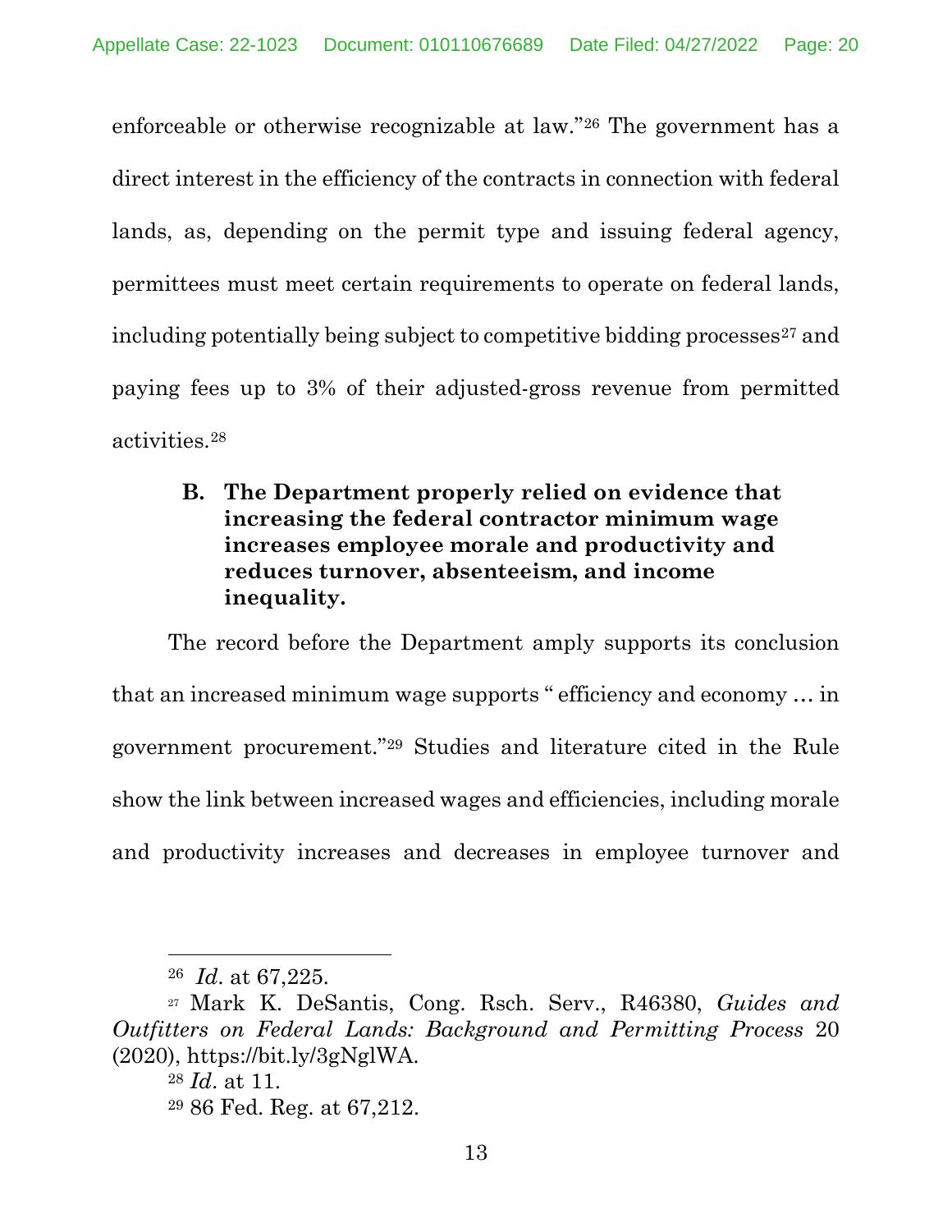enforceable or otherwise recognizable at law."[26] The government has a direct interest in the efficiency of the contracts in connection with federal lands, as, depending on the permit type and issuing federal agency, permittees must meet certain requirements to operate on federal lands, including potentially being subject to competitive bidding processes[27] and paying fees up to 3% of their adjusted-gross revenue from permitted activities.[28]

### B. The Department properly relied on evidence that increasing the federal contractor minimum wage increases employee morale and productivity and reduces turnover, absenteeism, and income inequality.

The record before the Department amply supports its conclusion that an increased minimum wage supports " efficiency and economy … in government procurement."[29] Studies and literature cited in the Rule show the link between increased wages and efficiencies, including morale and productivity increases and decreases in employee turnover and

---

[26] *Id.* at 67,225.

[27] Mark K. DeSantis, Cong. Rsch. Serv., R46380, *Guides and Outfitters on Federal Lands: Background and Permitting Process* 20 (2020), https://bit.ly/3gNglWA.

[28] *Id.* at 11.

[29] 86 Fed. Reg. at 67,212.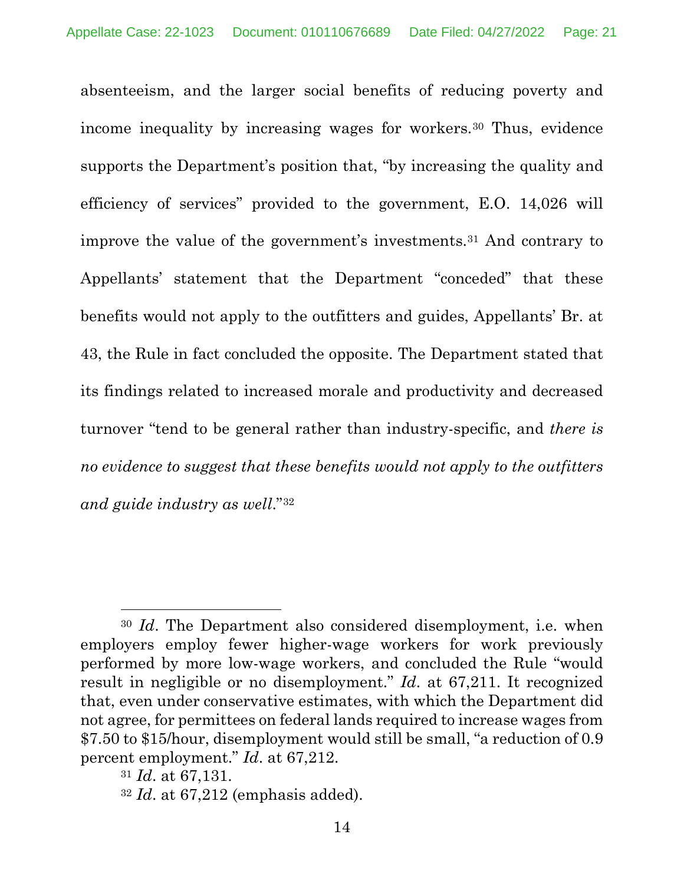absenteeism, and the larger social benefits of reducing poverty and income inequality by increasing wages for workers.[30] Thus, evidence supports the Department's position that, "by increasing the quality and efficiency of services" provided to the government, E.O. 14,026 will improve the value of the government's investments.[31] And contrary to Appellants' statement that the Department "conceded" that these benefits would not apply to the outfitters and guides, Appellants' Br. at 43, the Rule in fact concluded the opposite. The Department stated that its findings related to increased morale and productivity and decreased turnover "tend to be general rather than industry-specific, and *there is no evidence to suggest that these benefits would not apply to the outfitters and guide industry as well*."[32]

---

[30] *Id*. The Department also considered disemployment, i.e. when employers employ fewer higher-wage workers for work previously performed by more low-wage workers, and concluded the Rule "would result in negligible or no disemployment." *Id*. at 67,211. It recognized that, even under conservative estimates, with which the Department did not agree, for permittees on federal lands required to increase wages from $7.50 to $15/hour, disemployment would still be small, "a reduction of 0.9 percent employment." *Id*. at 67,212.

[31] *Id*. at 67,131.

[32] *Id*. at 67,212 (emphasis added).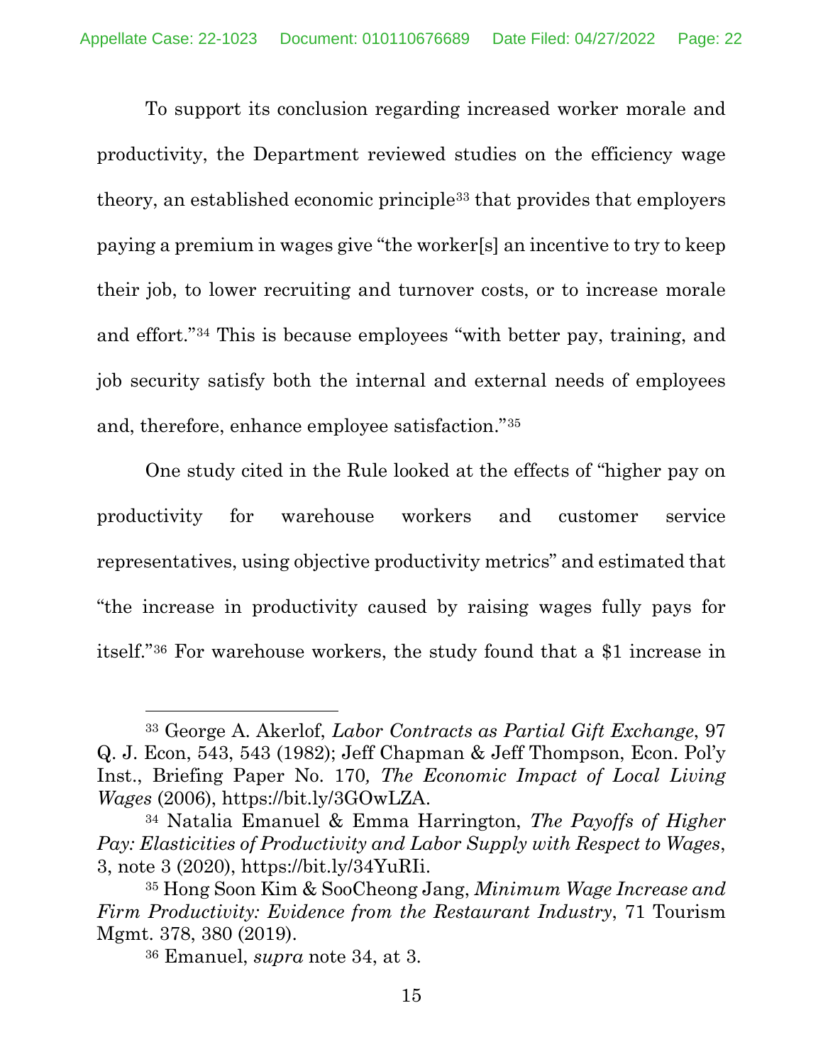To support its conclusion regarding increased worker morale and productivity, the Department reviewed studies on the efficiency wage theory, an established economic principle[33] that provides that employers paying a premium in wages give "the worker[s] an incentive to try to keep their job, to lower recruiting and turnover costs, or to increase morale and effort."[34] This is because employees "with better pay, training, and job security satisfy both the internal and external needs of employees and, therefore, enhance employee satisfaction."[35]

One study cited in the Rule looked at the effects of "higher pay on productivity for warehouse workers and customer service representatives, using objective productivity metrics" and estimated that "the increase in productivity caused by raising wages fully pays for itself."[36] For warehouse workers, the study found that a $1 increase in

---

[33] George A. Akerlof, *Labor Contracts as Partial Gift Exchange*, 97 Q. J. Econ, 543, 543 (1982); Jeff Chapman & Jeff Thompson, Econ. Pol'y Inst., Briefing Paper No. 170*, The Economic Impact of Local Living Wages* (2006), https://bit.ly/3GOwLZA.

[34] Natalia Emanuel & Emma Harrington, *The Payoffs of Higher Pay: Elasticities of Productivity and Labor Supply with Respect to Wages*, 3, note 3 (2020), https://bit.ly/34YuRIi.

[35] Hong Soon Kim & SooCheong Jang, *Minimum Wage Increase and Firm Productivity: Evidence from the Restaurant Industry*, 71 Tourism Mgmt. 378, 380 (2019).

[36] Emanuel, *supra* note 34, at 3.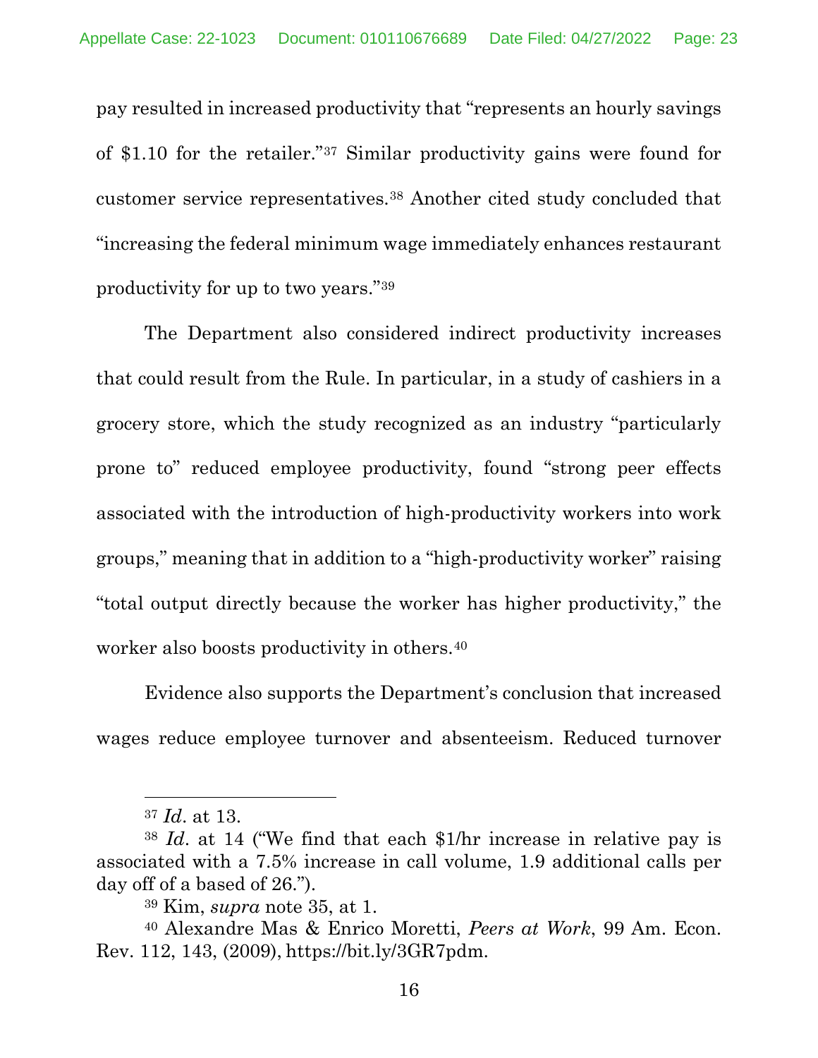pay resulted in increased productivity that "represents an hourly savings of $1.10 for the retailer."[37] Similar productivity gains were found for customer service representatives.[38] Another cited study concluded that "increasing the federal minimum wage immediately enhances restaurant productivity for up to two years."[39]

The Department also considered indirect productivity increases that could result from the Rule. In particular, in a study of cashiers in a grocery store, which the study recognized as an industry "particularly prone to" reduced employee productivity, found "strong peer effects associated with the introduction of high-productivity workers into work groups," meaning that in addition to a "high-productivity worker" raising "total output directly because the worker has higher productivity," the worker also boosts productivity in others.[40]

Evidence also supports the Department's conclusion that increased wages reduce employee turnover and absenteeism. Reduced turnover

---

[37] *Id*. at 13.

[38] *Id*. at 14 ("We find that each $1/hr increase in relative pay is associated with a 7.5% increase in call volume, 1.9 additional calls per day off of a based of 26.").

[39] Kim, *supra* note 35, at 1.

[40] Alexandre Mas & Enrico Moretti, *Peers at Work*, 99 Am. Econ. Rev. 112, 143, (2009), https://bit.ly/3GR7pdm.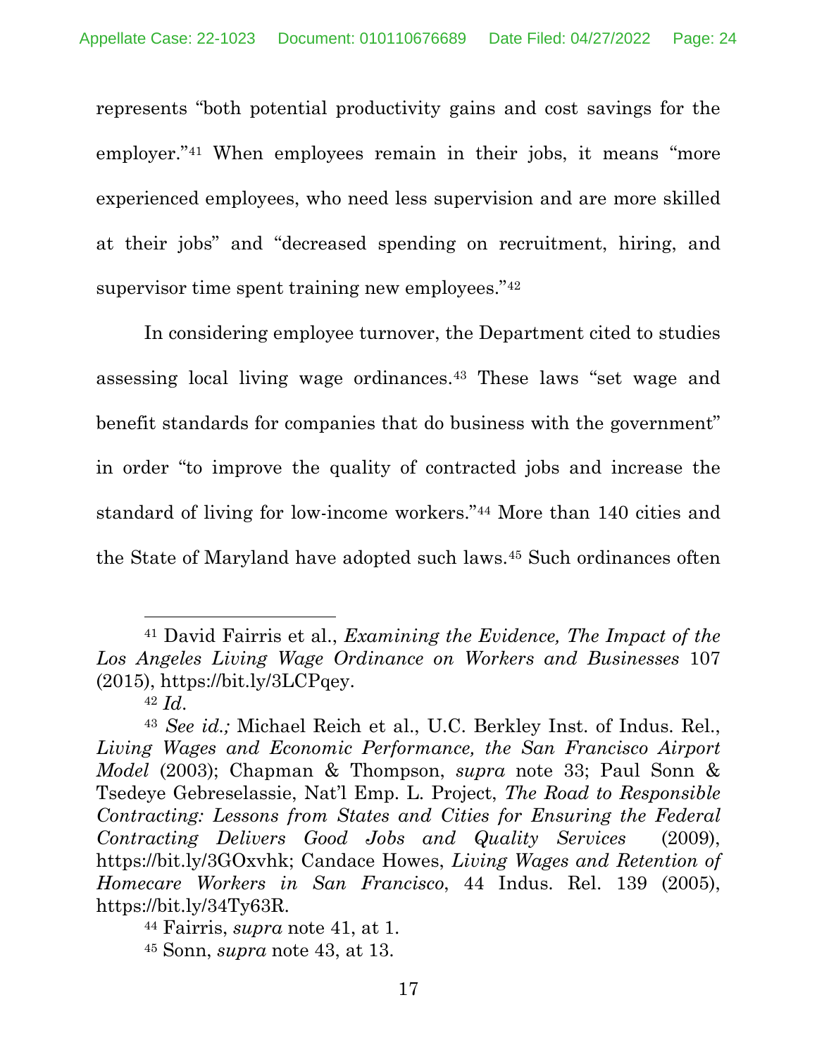represents "both potential productivity gains and cost savings for the employer."[41] When employees remain in their jobs, it means "more experienced employees, who need less supervision and are more skilled at their jobs" and "decreased spending on recruitment, hiring, and supervisor time spent training new employees."[42]

In considering employee turnover, the Department cited to studies assessing local living wage ordinances.[43] These laws "set wage and benefit standards for companies that do business with the government" in order "to improve the quality of contracted jobs and increase the standard of living for low-income workers."[44] More than 140 cities and the State of Maryland have adopted such laws.[45] Such ordinances often

---

[41] David Fairris et al., *Examining the Evidence, The Impact of the Los Angeles Living Wage Ordinance on Workers and Businesses* 107 (2015), https://bit.ly/3LCPqey.

[42] *Id.*

[43] *See id.;* Michael Reich et al., U.C. Berkley Inst. of Indus. Rel., *Living Wages and Economic Performance, the San Francisco Airport Model* (2003); Chapman & Thompson, *supra* note 33; Paul Sonn & Tsedeye Gebreselassie, Nat'l Emp. L. Project, *The Road to Responsible Contracting: Lessons from States and Cities for Ensuring the Federal Contracting Delivers Good Jobs and Quality Services* (2009), https://bit.ly/3GOxvhk; Candace Howes, *Living Wages and Retention of Homecare Workers in San Francisco*, 44 Indus. Rel. 139 (2005), https://bit.ly/34Ty63R.

[44] Fairris, *supra* note 41, at 1.

[45] Sonn, *supra* note 43, at 13.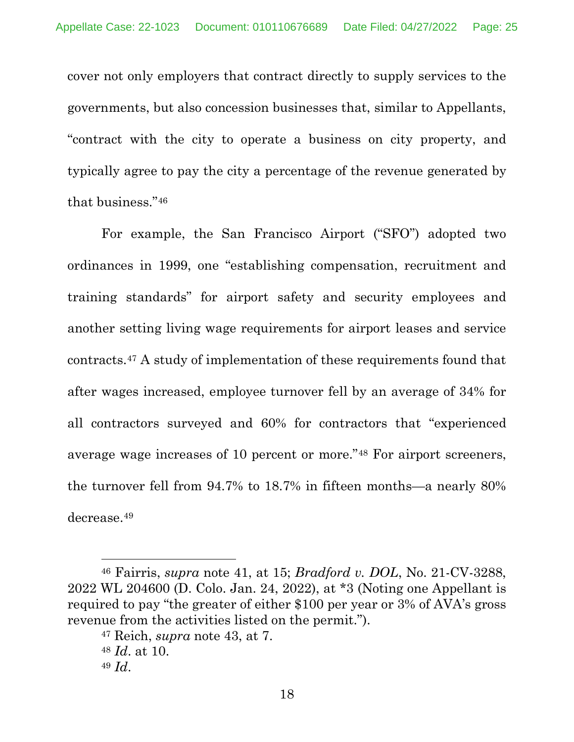cover not only employers that contract directly to supply services to the governments, but also concession businesses that, similar to Appellants, "contract with the city to operate a business on city property, and typically agree to pay the city a percentage of the revenue generated by that business."[46]

For example, the San Francisco Airport ("SFO") adopted two ordinances in 1999, one "establishing compensation, recruitment and training standards" for airport safety and security employees and another setting living wage requirements for airport leases and service contracts.[47] A study of implementation of these requirements found that after wages increased, employee turnover fell by an average of 34% for all contractors surveyed and 60% for contractors that "experienced average wage increases of 10 percent or more."[48] For airport screeners, the turnover fell from 94.7% to 18.7% in fifteen months—a nearly 80% decrease.[49]

---

[46] Fairris, *supra* note 41, at 15; *Bradford v. DOL*, No. 21-CV-3288, 2022 WL 204600 (D. Colo. Jan. 24, 2022), at *3 (Noting one Appellant is required to pay "the greater of either $100 per year or 3% of AVA's gross revenue from the activities listed on the permit.").

[47] Reich, *supra* note 43, at 7.

[48] *Id*. at 10.

[49] *Id*.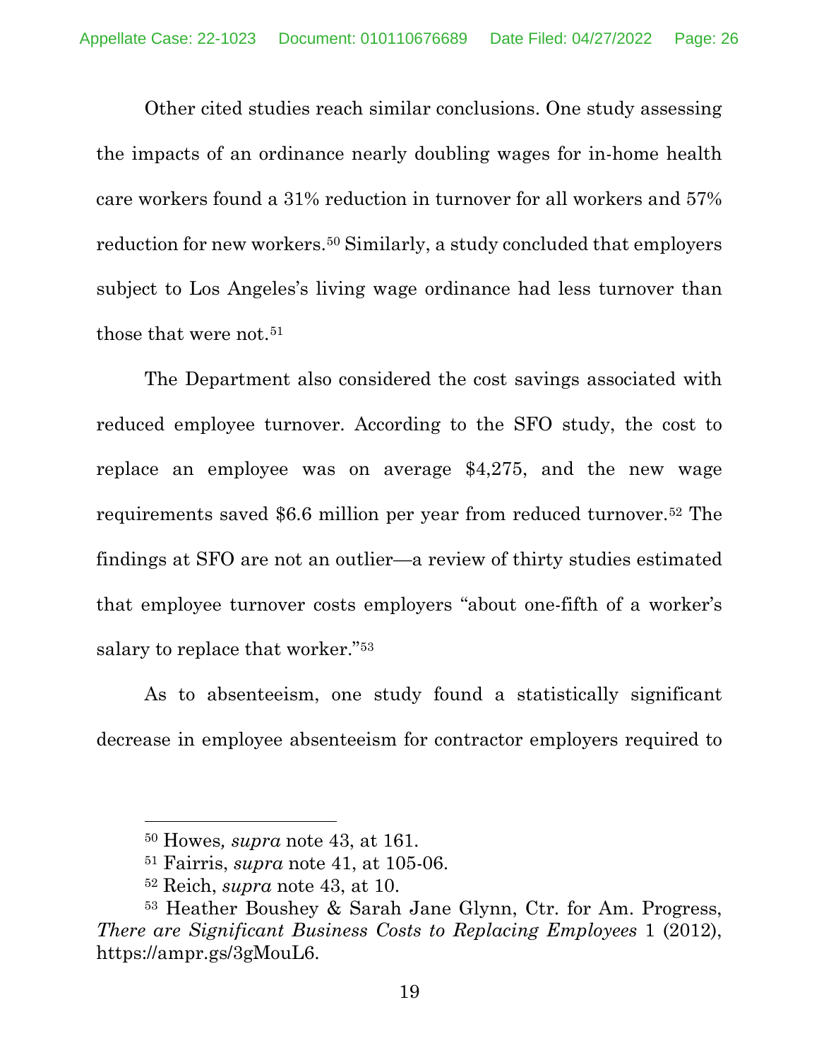Other cited studies reach similar conclusions. One study assessing the impacts of an ordinance nearly doubling wages for in-home health care workers found a 31% reduction in turnover for all workers and 57% reduction for new workers.[50] Similarly, a study concluded that employers subject to Los Angeles's living wage ordinance had less turnover than those that were not.[51]

The Department also considered the cost savings associated with reduced employee turnover. According to the SFO study, the cost to replace an employee was on average $4,275, and the new wage requirements saved $6.6 million per year from reduced turnover.[52] The findings at SFO are not an outlier—a review of thirty studies estimated that employee turnover costs employers "about one-fifth of a worker's salary to replace that worker."[53]

As to absenteeism, one study found a statistically significant decrease in employee absenteeism for contractor employers required to

---

[50] Howes, *supra* note 43, at 161.

[51] Fairris, *supra* note 41, at 105-06.

[52] Reich, *supra* note 43, at 10.

[53] Heather Boushey & Sarah Jane Glynn, Ctr. for Am. Progress, *There are Significant Business Costs to Replacing Employees* 1 (2012), https://ampr.gs/3gMouL6.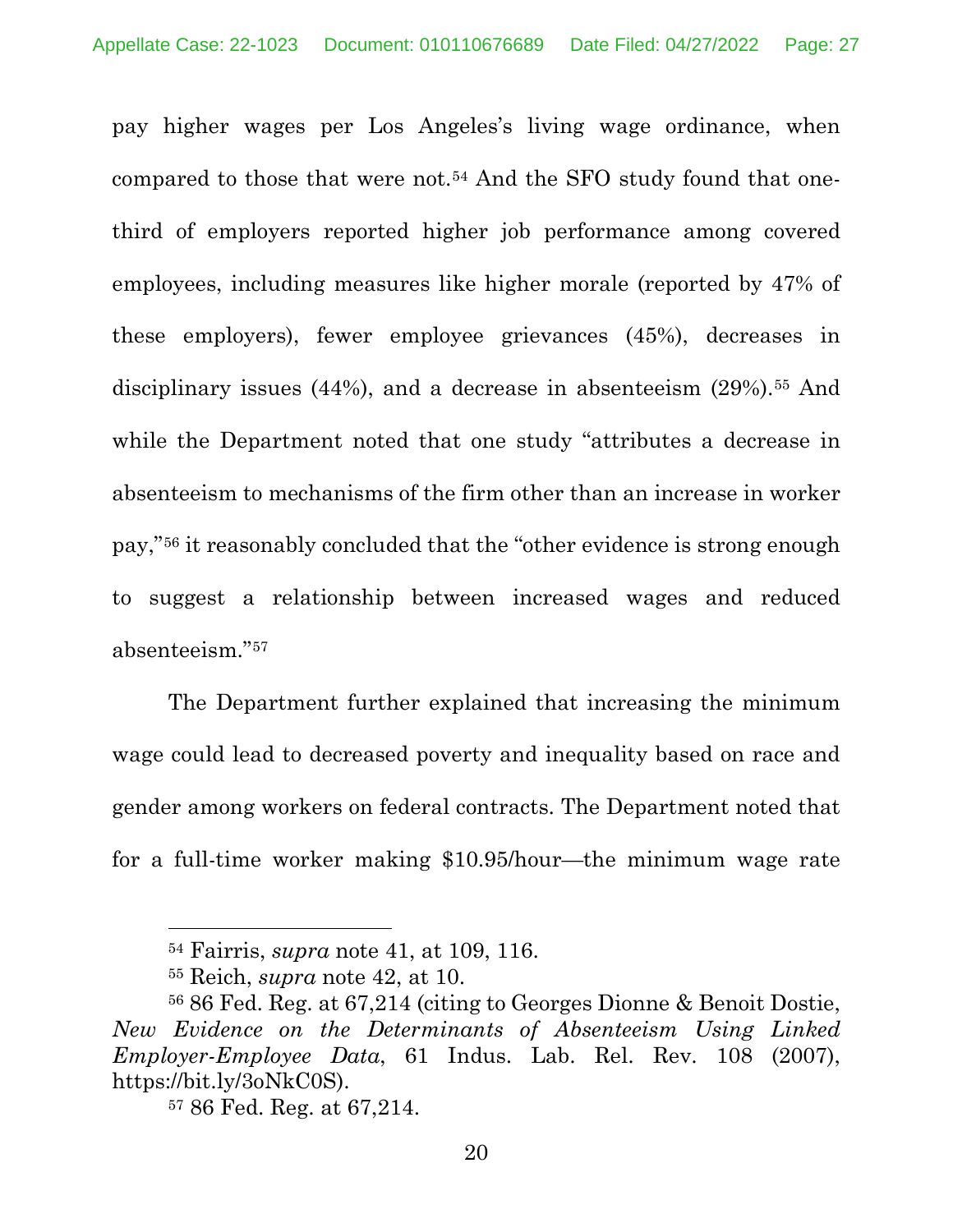pay higher wages per Los Angeles's living wage ordinance, when compared to those that were not.[54] And the SFO study found that one-third of employers reported higher job performance among covered employees, including measures like higher morale (reported by 47% of these employers), fewer employee grievances (45%), decreases in disciplinary issues (44%), and a decrease in absenteeism (29%).[55] And while the Department noted that one study "attributes a decrease in absenteeism to mechanisms of the firm other than an increase in worker pay,"[56] it reasonably concluded that the "other evidence is strong enough to suggest a relationship between increased wages and reduced absenteeism."[57]

The Department further explained that increasing the minimum wage could lead to decreased poverty and inequality based on race and gender among workers on federal contracts. The Department noted that for a full-time worker making $10.95/hour—the minimum wage rate

---

[54] Fairris, *supra* note 41, at 109, 116.

[55] Reich, *supra* note 42, at 10.

[56] 86 Fed. Reg. at 67,214 (citing to Georges Dionne & Benoit Dostie, *New Evidence on the Determinants of Absenteeism Using Linked Employer-Employee Data*, 61 Indus. Lab. Rel. Rev. 108 (2007), https://bit.ly/3oNkC0S).

[57] 86 Fed. Reg. at 67,214.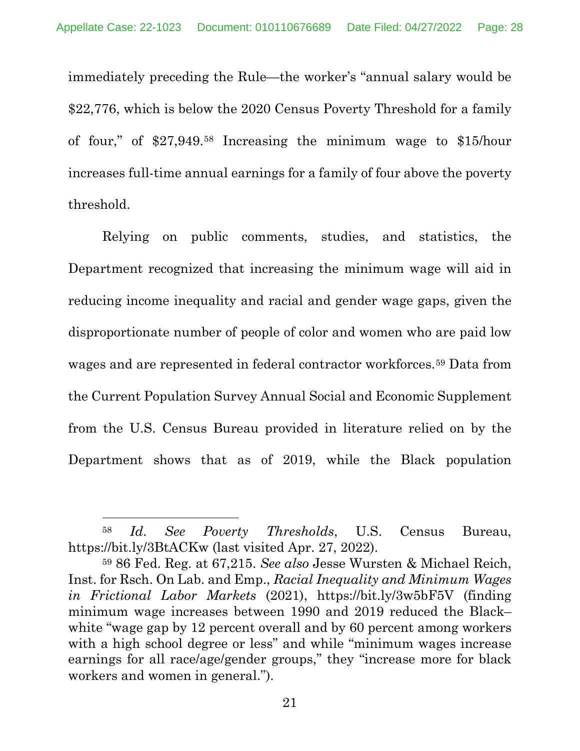immediately preceding the Rule—the worker's "annual salary would be $22,776, which is below the 2020 Census Poverty Threshold for a family of four," of $27,949.[58] Increasing the minimum wage to $15/hour increases full-time annual earnings for a family of four above the poverty threshold.

Relying on public comments, studies, and statistics, the Department recognized that increasing the minimum wage will aid in reducing income inequality and racial and gender wage gaps, given the disproportionate number of people of color and women who are paid low wages and are represented in federal contractor workforces.[59] Data from the Current Population Survey Annual Social and Economic Supplement from the U.S. Census Bureau provided in literature relied on by the Department shows that as of 2019, while the Black population

---

[58] *Id. See Poverty Thresholds*, U.S. Census Bureau, https://bit.ly/3BtACKw (last visited Apr. 27, 2022).

[59] 86 Fed. Reg. at 67,215. *See also* Jesse Wursten & Michael Reich, Inst. for Rsch. On Lab. and Emp., *Racial Inequality and Minimum Wages in Frictional Labor Markets* (2021), https://bit.ly/3w5bF5V (finding minimum wage increases between 1990 and 2019 reduced the Black–white "wage gap by 12 percent overall and by 60 percent among workers with a high school degree or less" and while "minimum wages increase earnings for all race/age/gender groups," they "increase more for black workers and women in general.").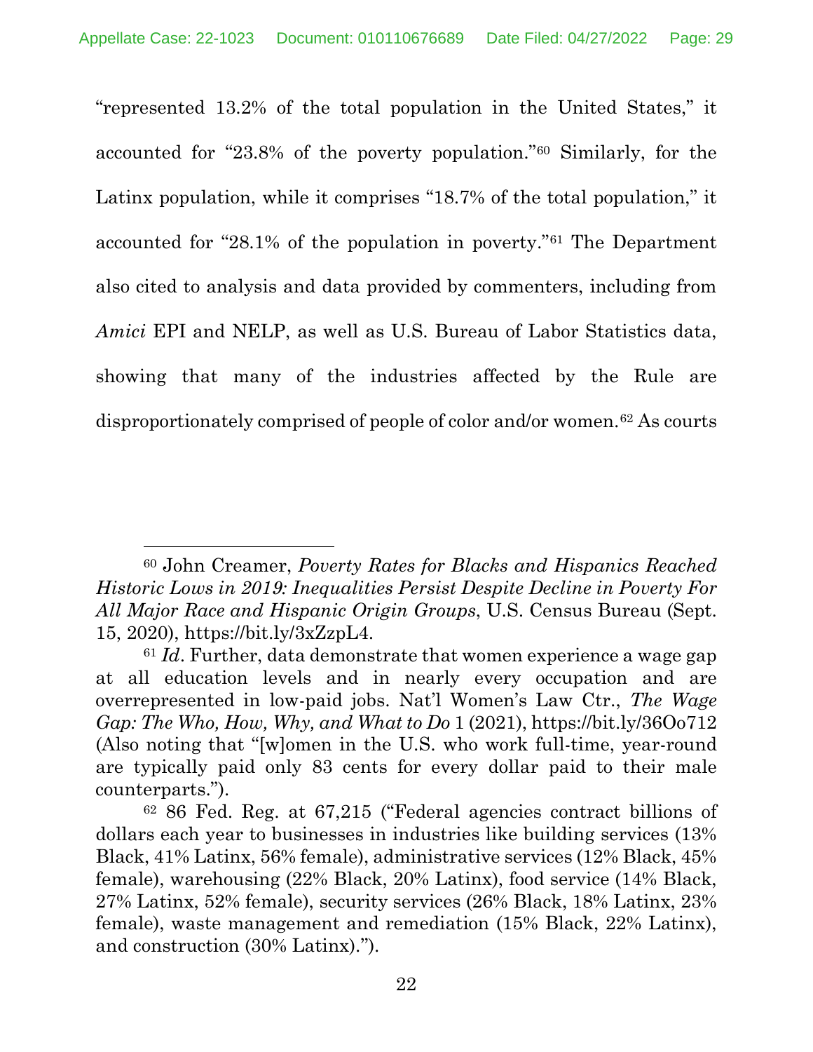"represented 13.2% of the total population in the United States," it accounted for "23.8% of the poverty population."[60] Similarly, for the Latinx population, while it comprises "18.7% of the total population," it accounted for "28.1% of the population in poverty."[61] The Department also cited to analysis and data provided by commenters, including from *Amici* EPI and NELP, as well as U.S. Bureau of Labor Statistics data, showing that many of the industries affected by the Rule are disproportionately comprised of people of color and/or women.[62] As courts

---

[60] John Creamer, *Poverty Rates for Blacks and Hispanics Reached Historic Lows in 2019: Inequalities Persist Despite Decline in Poverty For All Major Race and Hispanic Origin Groups*, U.S. Census Bureau (Sept. 15, 2020), https://bit.ly/3xZzpL4.

[61] *Id*. Further, data demonstrate that women experience a wage gap at all education levels and in nearly every occupation and are overrepresented in low-paid jobs. Nat'l Women's Law Ctr., *The Wage Gap: The Who, How, Why, and What to Do* 1 (2021), https://bit.ly/36Oo712 (Also noting that "[w]omen in the U.S. who work full-time, year-round are typically paid only 83 cents for every dollar paid to their male counterparts.").

[62] 86 Fed. Reg. at 67,215 ("Federal agencies contract billions of dollars each year to businesses in industries like building services (13% Black, 41% Latinx, 56% female), administrative services (12% Black, 45% female), warehousing (22% Black, 20% Latinx), food service (14% Black, 27% Latinx, 52% female), security services (26% Black, 18% Latinx, 23% female), waste management and remediation (15% Black, 22% Latinx), and construction (30% Latinx).").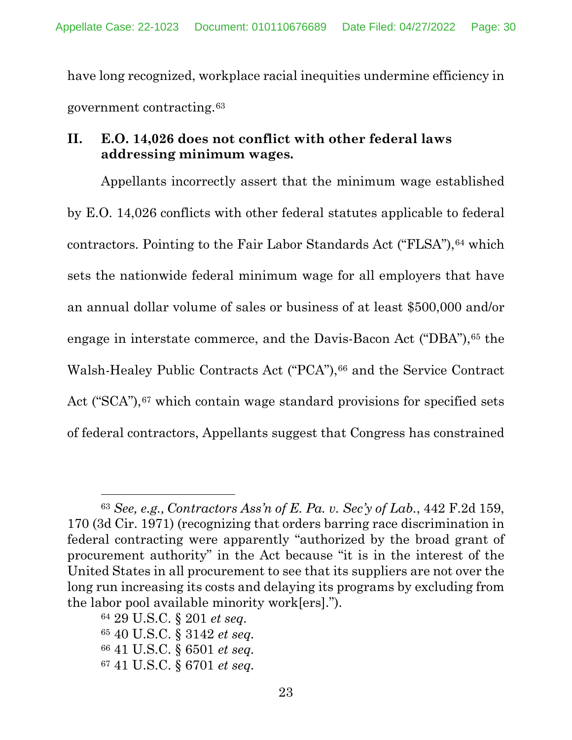have long recognized, workplace racial inequities undermine efficiency in government contracting.[63]

## II. E.O. 14,026 does not conflict with other federal laws addressing minimum wages.

Appellants incorrectly assert that the minimum wage established by E.O. 14,026 conflicts with other federal statutes applicable to federal contractors. Pointing to the Fair Labor Standards Act ("FLSA"),[64] which sets the nationwide federal minimum wage for all employers that have an annual dollar volume of sales or business of at least $500,000 and/or engage in interstate commerce, and the Davis-Bacon Act ("DBA"),[65] the Walsh-Healey Public Contracts Act ("PCA"),[66] and the Service Contract Act ("SCA"),[67] which contain wage standard provisions for specified sets of federal contractors, Appellants suggest that Congress has constrained

---

[63] *See, e.g., Contractors Ass'n of E. Pa. v. Sec'y of Lab.*, 442 F.2d 159, 170 (3d Cir. 1971) (recognizing that orders barring race discrimination in federal contracting were apparently "authorized by the broad grant of procurement authority" in the Act because "it is in the interest of the United States in all procurement to see that its suppliers are not over the long run increasing its costs and delaying its programs by excluding from the labor pool available minority work[ers].").

[64] 29 U.S.C. § 201 *et seq.*

[65] 40 U.S.C. § 3142 *et seq.*

[66] 41 U.S.C. § 6501 *et seq.*

[67] 41 U.S.C. § 6701 *et seq.*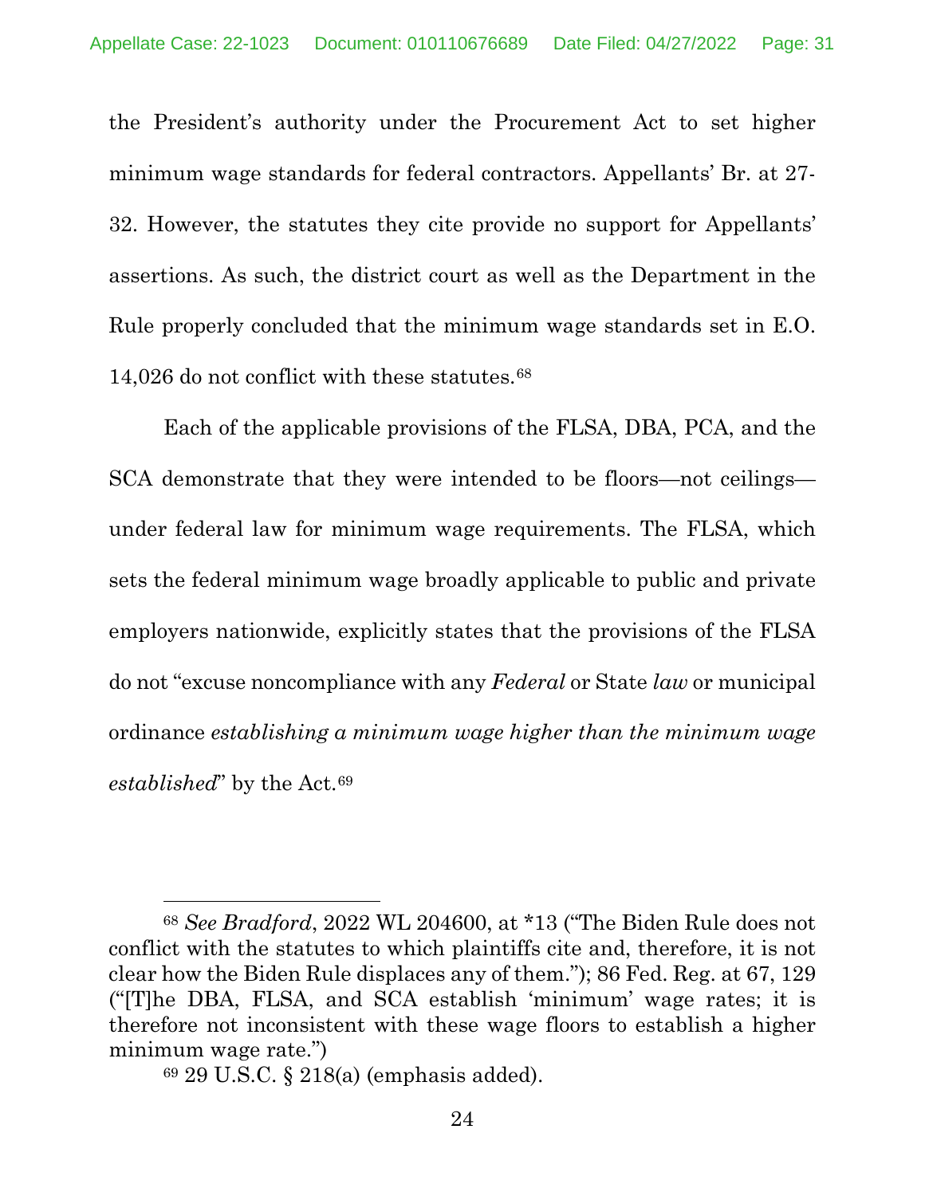the President's authority under the Procurement Act to set higher minimum wage standards for federal contractors. Appellants' Br. at 27-32. However, the statutes they cite provide no support for Appellants' assertions. As such, the district court as well as the Department in the Rule properly concluded that the minimum wage standards set in E.O. 14,026 do not conflict with these statutes.[68]

Each of the applicable provisions of the FLSA, DBA, PCA, and the SCA demonstrate that they were intended to be floors—not ceilings—under federal law for minimum wage requirements. The FLSA, which sets the federal minimum wage broadly applicable to public and private employers nationwide, explicitly states that the provisions of the FLSA do not "excuse noncompliance with any *Federal* or State *law* or municipal ordinance *establishing a minimum wage higher than the minimum wage established*" by the Act.[69]

---

[68] *See Bradford*, 2022 WL 204600, at *13 ("The Biden Rule does not conflict with the statutes to which plaintiffs cite and, therefore, it is not clear how the Biden Rule displaces any of them."); 86 Fed. Reg. at 67, 129 ("[T]he DBA, FLSA, and SCA establish 'minimum' wage rates; it is therefore not inconsistent with these wage floors to establish a higher minimum wage rate.")

[69] 29 U.S.C. § 218(a) (emphasis added).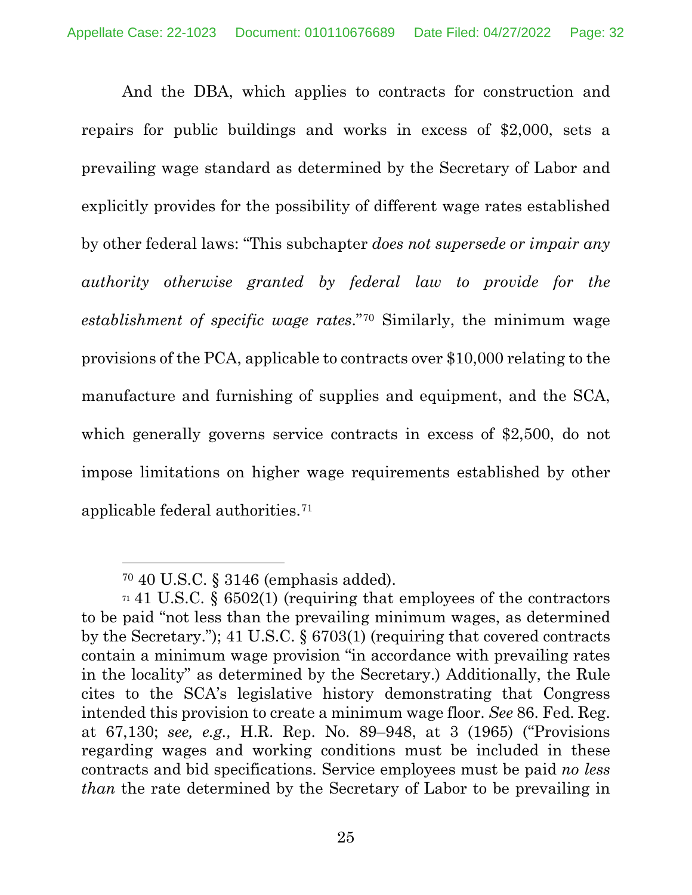And the DBA, which applies to contracts for construction and repairs for public buildings and works in excess of $2,000, sets a prevailing wage standard as determined by the Secretary of Labor and explicitly provides for the possibility of different wage rates established by other federal laws: "This subchapter *does not supersede or impair any authority otherwise granted by federal law to provide for the establishment of specific wage rates*."[70] Similarly, the minimum wage provisions of the PCA, applicable to contracts over $10,000 relating to the manufacture and furnishing of supplies and equipment, and the SCA, which generally governs service contracts in excess of $2,500, do not impose limitations on higher wage requirements established by other applicable federal authorities.[71]

---

[70] 40 U.S.C. § 3146 (emphasis added).

[71] 41 U.S.C. § 6502(1) (requiring that employees of the contractors to be paid "not less than the prevailing minimum wages, as determined by the Secretary."); 41 U.S.C. § 6703(1) (requiring that covered contracts contain a minimum wage provision "in accordance with prevailing rates in the locality" as determined by the Secretary.) Additionally, the Rule cites to the SCA's legislative history demonstrating that Congress intended this provision to create a minimum wage floor. *See* 86. Fed. Reg. at 67,130; *see, e.g.,* H.R. Rep. No. 89–948, at 3 (1965) ("Provisions regarding wages and working conditions must be included in these contracts and bid specifications. Service employees must be paid *no less than* the rate determined by the Secretary of Labor to be prevailing in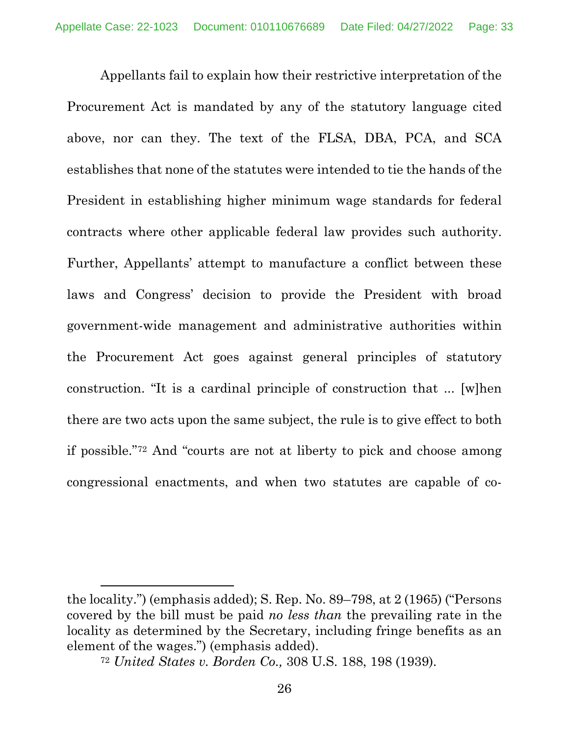Appellants fail to explain how their restrictive interpretation of the Procurement Act is mandated by any of the statutory language cited above, nor can they. The text of the FLSA, DBA, PCA, and SCA establishes that none of the statutes were intended to tie the hands of the President in establishing higher minimum wage standards for federal contracts where other applicable federal law provides such authority. Further, Appellants' attempt to manufacture a conflict between these laws and Congress' decision to provide the President with broad government-wide management and administrative authorities within the Procurement Act goes against general principles of statutory construction. "It is a cardinal principle of construction that ... [w]hen there are two acts upon the same subject, the rule is to give effect to both if possible."[72] And "courts are not at liberty to pick and choose among congressional enactments, and when two statutes are capable of co-

---

the locality.") (emphasis added); S. Rep. No. 89–798, at 2 (1965) ("Persons covered by the bill must be paid *no less than* the prevailing rate in the locality as determined by the Secretary, including fringe benefits as an element of the wages.") (emphasis added).

[72] *United States v. Borden Co.,* 308 U.S. 188, 198 (1939).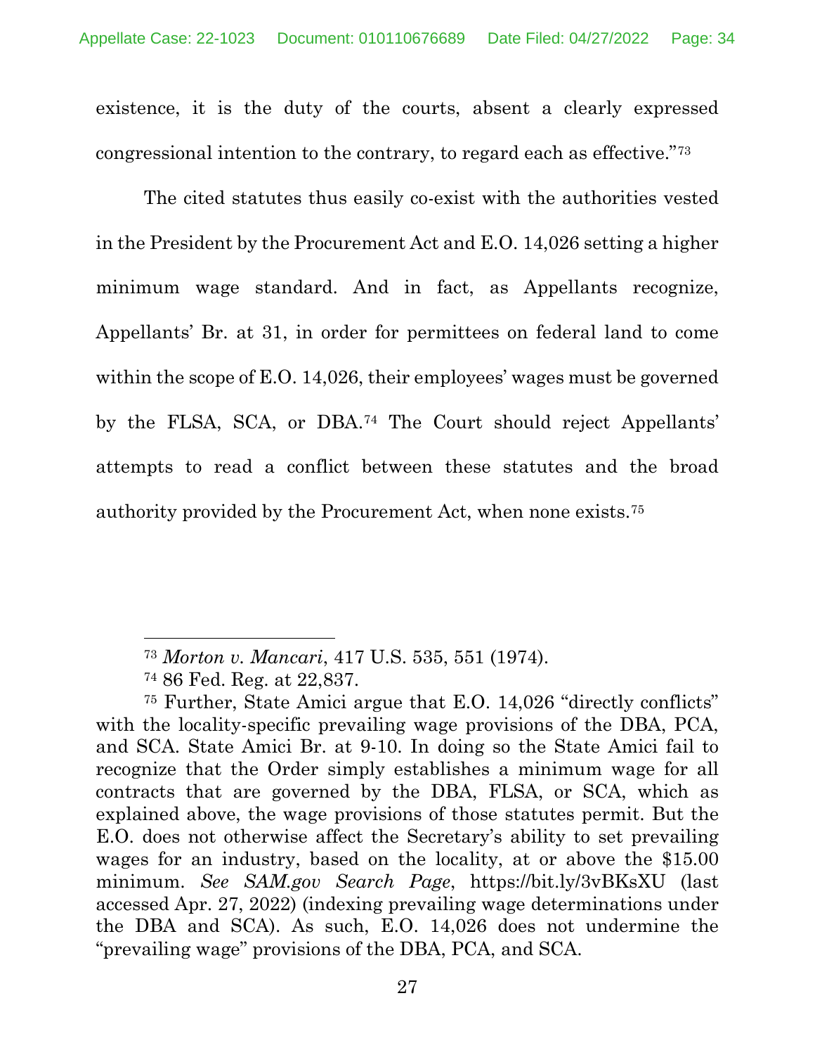existence, it is the duty of the courts, absent a clearly expressed congressional intention to the contrary, to regard each as effective."[73]

The cited statutes thus easily co-exist with the authorities vested in the President by the Procurement Act and E.O. 14,026 setting a higher minimum wage standard. And in fact, as Appellants recognize, Appellants' Br. at 31, in order for permittees on federal land to come within the scope of E.O. 14,026, their employees' wages must be governed by the FLSA, SCA, or DBA.[74] The Court should reject Appellants' attempts to read a conflict between these statutes and the broad authority provided by the Procurement Act, when none exists.[75]

---

[73] *Morton v. Mancari*, 417 U.S. 535, 551 (1974).

[74] 86 Fed. Reg. at 22,837.

[75] Further, State Amici argue that E.O. 14,026 "directly conflicts" with the locality-specific prevailing wage provisions of the DBA, PCA, and SCA. State Amici Br. at 9-10. In doing so the State Amici fail to recognize that the Order simply establishes a minimum wage for all contracts that are governed by the DBA, FLSA, or SCA, which as explained above, the wage provisions of those statutes permit. But the E.O. does not otherwise affect the Secretary's ability to set prevailing wages for an industry, based on the locality, at or above the $15.00 minimum. *See SAM.gov Search Page*, https://bit.ly/3vBKsXU (last accessed Apr. 27, 2022) (indexing prevailing wage determinations under the DBA and SCA). As such, E.O. 14,026 does not undermine the "prevailing wage" provisions of the DBA, PCA, and SCA.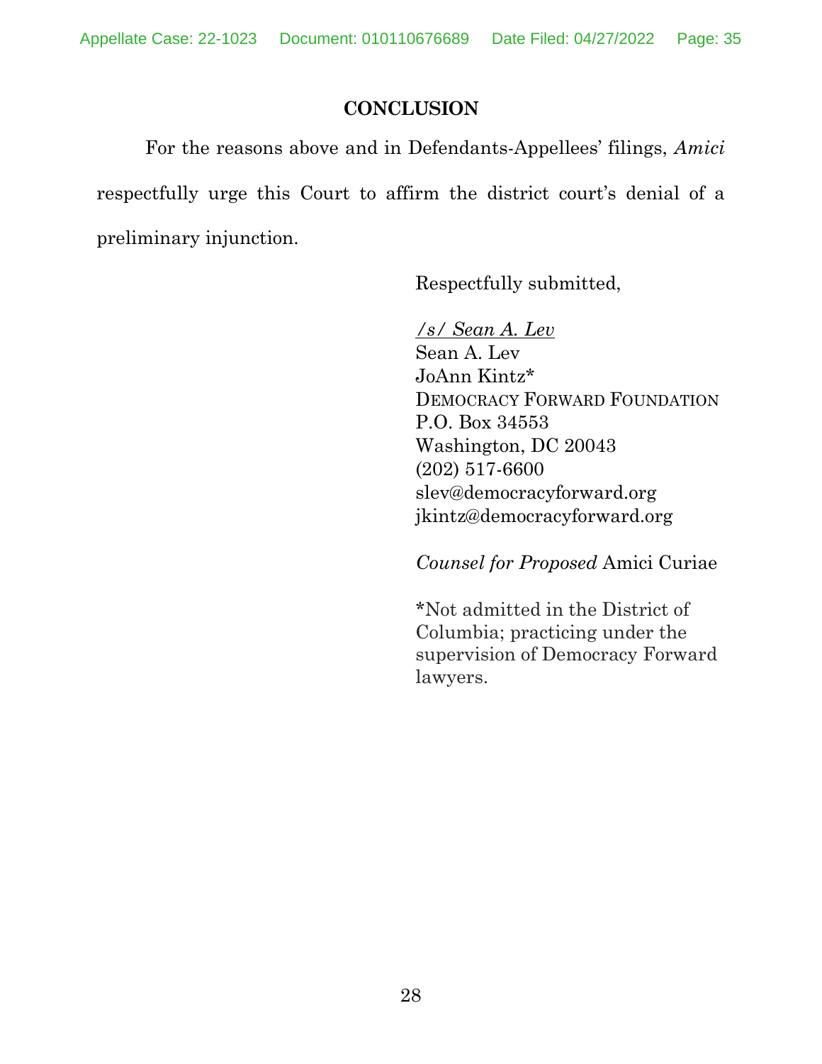## CONCLUSION

For the reasons above and in Defendants-Appellees' filings, *Amici* respectfully urge this Court to affirm the district court's denial of a preliminary injunction.

Respectfully submitted,

*/s/ Sean A. Lev*
Sean A. Lev
JoAnn Kintz*
DEMOCRACY FORWARD FOUNDATION
P.O. Box 34553
Washington, DC 20043
(202) 517-6600
slev@democracyforward.org
jkintz@democracyforward.org

*Counsel for Proposed* Amici Curiae

*Not admitted in the District of Columbia; practicing under the supervision of Democracy Forward lawyers.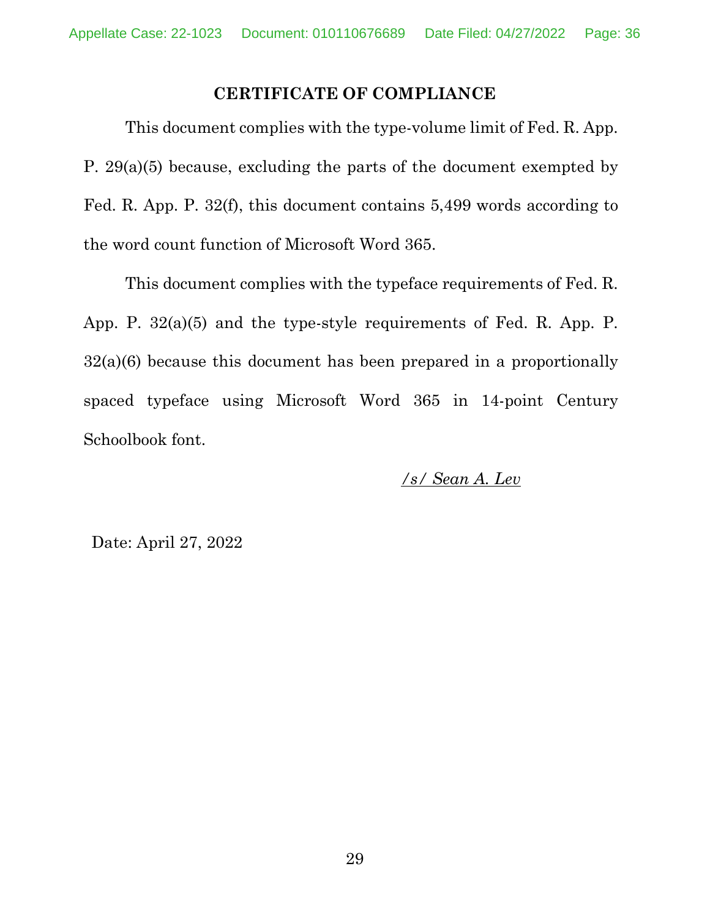## CERTIFICATE OF COMPLIANCE

This document complies with the type-volume limit of Fed. R. App. P. 29(a)(5) because, excluding the parts of the document exempted by Fed. R. App. P. 32(f), this document contains 5,499 words according to the word count function of Microsoft Word 365.

This document complies with the typeface requirements of Fed. R. App. P. 32(a)(5) and the type-style requirements of Fed. R. App. P. 32(a)(6) because this document has been prepared in a proportionally spaced typeface using Microsoft Word 365 in 14-point Century Schoolbook font.

*/s/ Sean A. Lev*

Date: April 27, 2022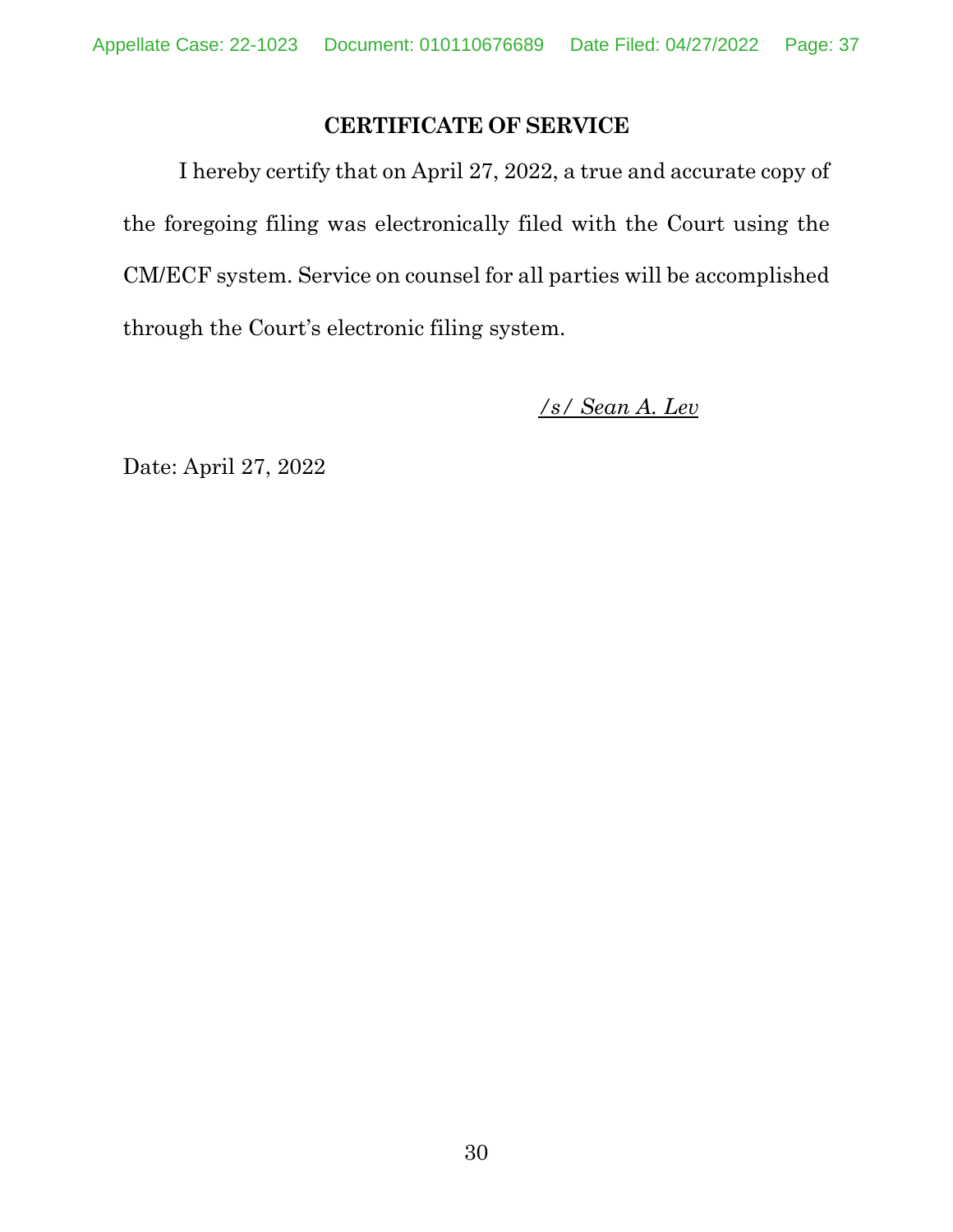## CERTIFICATE OF SERVICE

I hereby certify that on April 27, 2022, a true and accurate copy of the foregoing filing was electronically filed with the Court using the CM/ECF system. Service on counsel for all parties will be accomplished through the Court's electronic filing system.

*/s/ Sean A. Lev*

Date: April 27, 2022